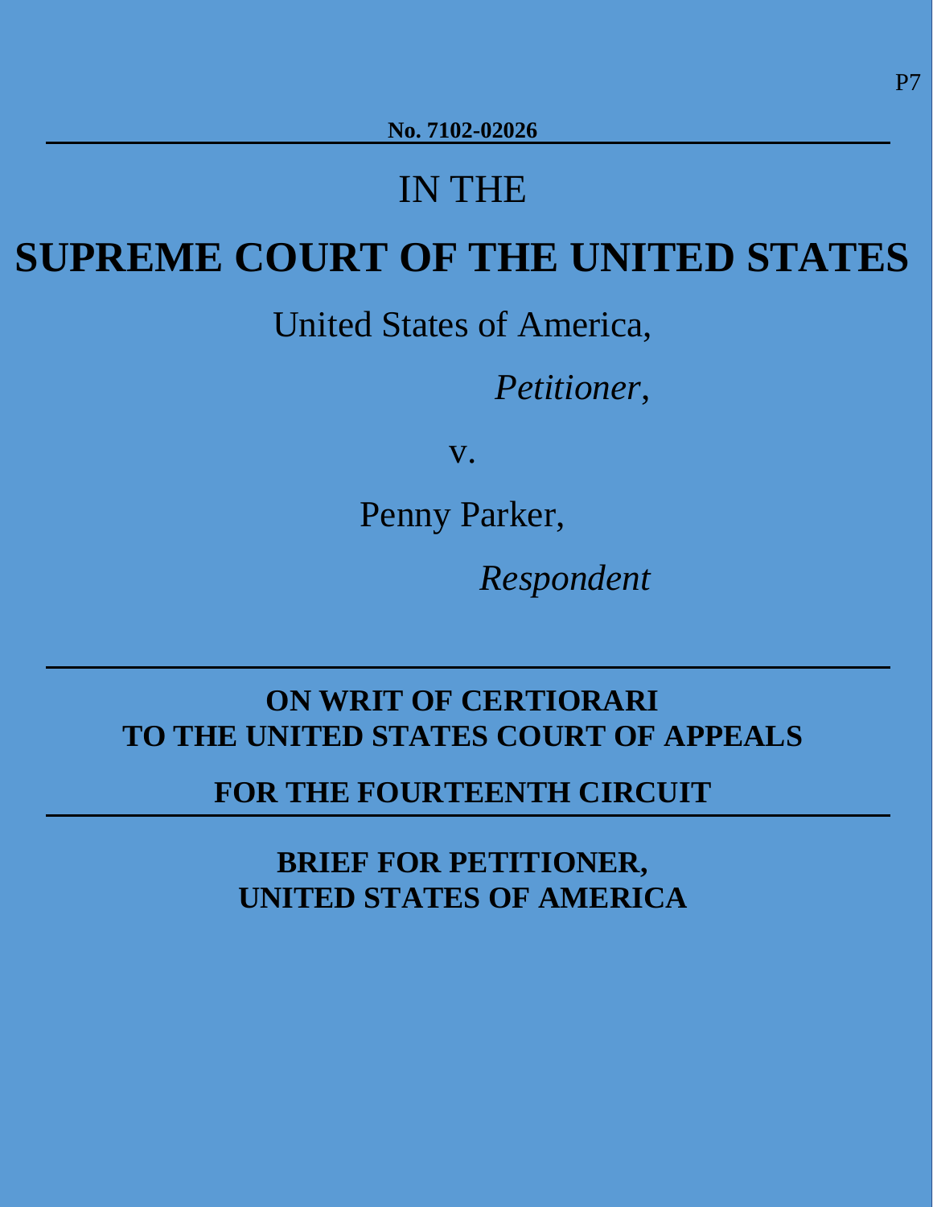P7

**No. 7102-02026**

IN THE

# SUPREME COURT OF THE UNITED STATES

United States of America,

*Petitioner*,

v.

Penny Parker,

*Respondent*

---

**ON WRIT OF CERTIORARI**
**TO THE UNITED STATES COURT OF APPEALS**

**FOR THE FOURTEENTH CIRCUIT**

---

**BRIEF FOR PETITIONER,**
**UNITED STATES OF AMERICA**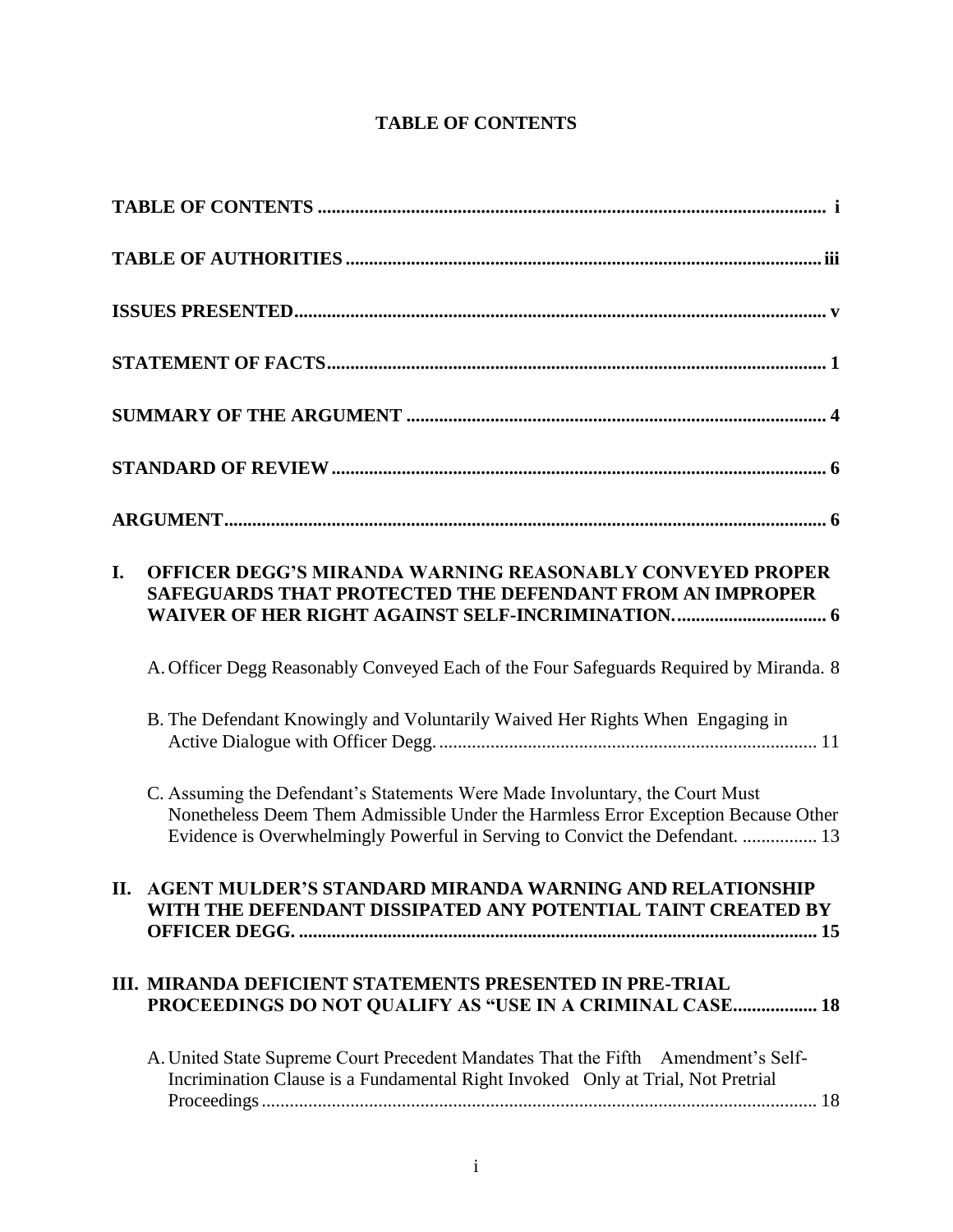# TABLE OF CONTENTS

**TABLE OF CONTENTS** ............................................................ **i**

**TABLE OF AUTHORITIES** ............................................................ **iii**

**ISSUES PRESENTED** ............................................................ **v**

**STATEMENT OF FACTS** ............................................................ **1**

**SUMMARY OF THE ARGUMENT** ............................................................ **4**

**STANDARD OF REVIEW** ............................................................ **6**

**ARGUMENT** ............................................................ **6**

**I. OFFICER DEGG'S MIRANDA WARNING REASONABLY CONVEYED PROPER SAFEGUARDS THAT PROTECTED THE DEFENDANT FROM AN IMPROPER WAIVER OF HER RIGHT AGAINST SELF-INCRIMINATION.** ............................................................ **6**

A. Officer Degg Reasonably Conveyed Each of the Four Safeguards Required by Miranda. 8

B. The Defendant Knowingly and Voluntarily Waived Her Rights When Engaging in Active Dialogue with Officer Degg. ............................................................ 11

C. Assuming the Defendant's Statements Were Made Involuntary, the Court Must Nonetheless Deem Them Admissible Under the Harmless Error Exception Because Other Evidence is Overwhelmingly Powerful in Serving to Convict the Defendant. ................ 13

**II. AGENT MULDER'S STANDARD MIRANDA WARNING AND RELATIONSHIP WITH THE DEFENDANT DISSIPATED ANY POTENTIAL TAINT CREATED BY OFFICER DEGG.** ............................................................ **15**

**III. MIRANDA DEFICIENT STATEMENTS PRESENTED IN PRE-TRIAL PROCEEDINGS DO NOT QUALIFY AS "USE IN A CRIMINAL CASE** .................. **18**

A. United State Supreme Court Precedent Mandates That the Fifth Amendment's Self-Incrimination Clause is a Fundamental Right Invoked Only at Trial, Not Pretrial Proceedings ............................................................ 18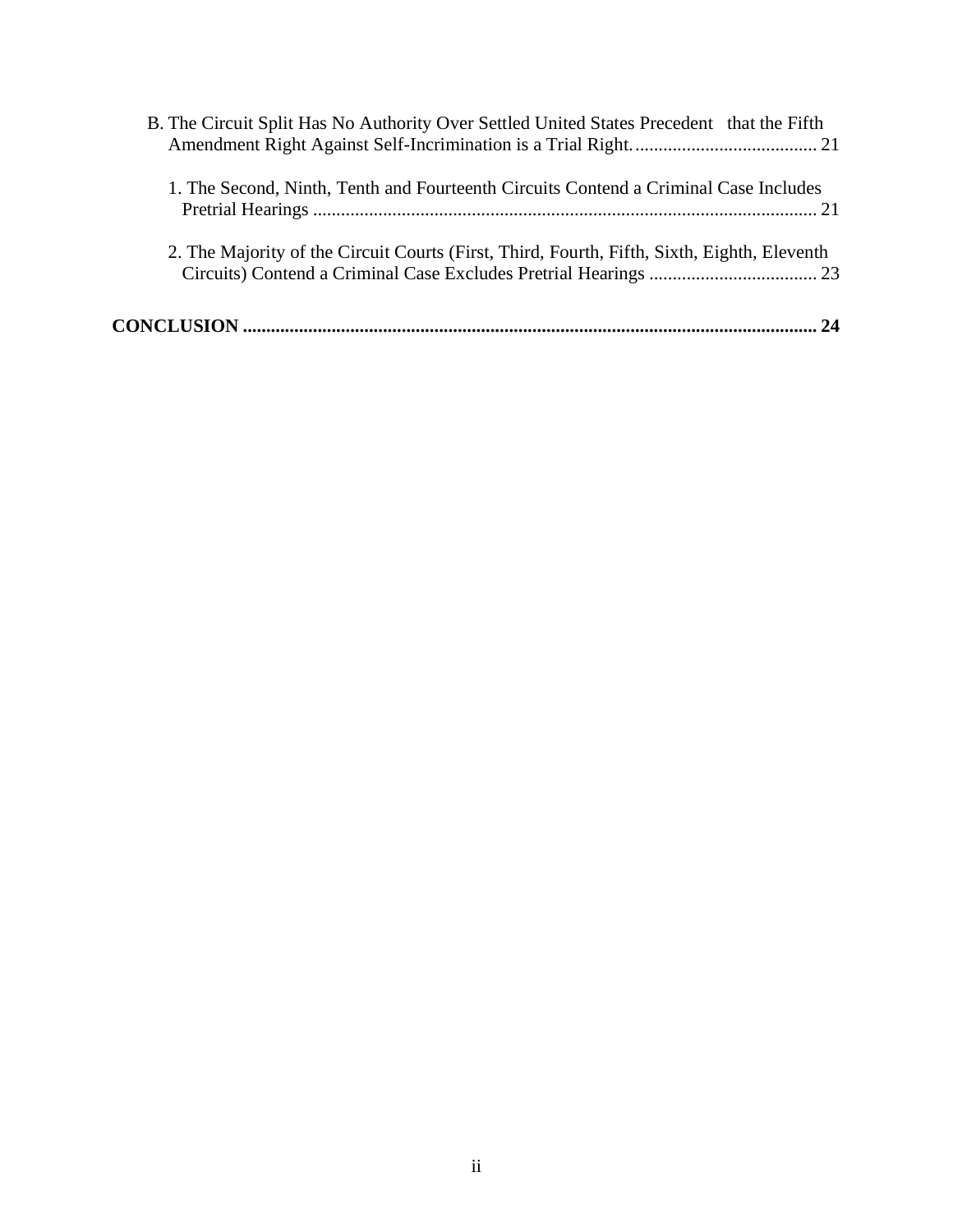B. The Circuit Split Has No Authority Over Settled United States Precedent that the Fifth Amendment Right Against Self-Incrimination is a Trial Right. ....................................... 21

1. The Second, Ninth, Tenth and Fourteenth Circuits Contend a Criminal Case Includes Pretrial Hearings ........................................................................................................... 21

2. The Majority of the Circuit Courts (First, Third, Fourth, Fifth, Sixth, Eighth, Eleventh Circuits) Contend a Criminal Case Excludes Pretrial Hearings .................................... 23

**CONCLUSION ........................................................................................................................ 24**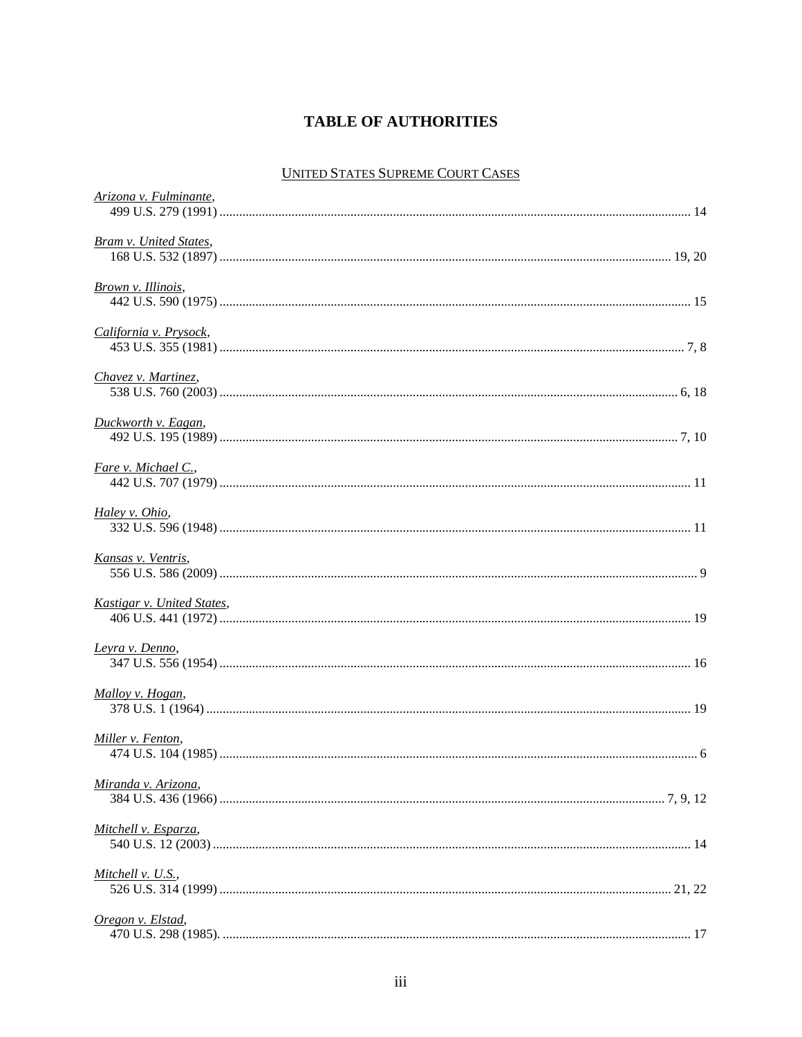# TABLE OF AUTHORITIES

## UNITED STATES SUPREME COURT CASES

Arizona v. Fulminante,
499 U.S. 279 (1991) .......... 14

Bram v. United States,
168 U.S. 532 (1897) .......... 19, 20

Brown v. Illinois,
442 U.S. 590 (1975) .......... 15

California v. Prysock,
453 U.S. 355 (1981) .......... 7, 8

Chavez v. Martinez,
538 U.S. 760 (2003) .......... 6, 18

Duckworth v. Eagan,
492 U.S. 195 (1989) .......... 7, 10

Fare v. Michael C.,
442 U.S. 707 (1979) .......... 11

Haley v. Ohio,
332 U.S. 596 (1948) .......... 11

Kansas v. Ventris,
556 U.S. 586 (2009) .......... 9

Kastigar v. United States,
406 U.S. 441 (1972) .......... 19

Leyra v. Denno,
347 U.S. 556 (1954) .......... 16

Malloy v. Hogan,
378 U.S. 1 (1964) .......... 19

Miller v. Fenton,
474 U.S. 104 (1985) .......... 6

Miranda v. Arizona,
384 U.S. 436 (1966) .......... 7, 9, 12

Mitchell v. Esparza,
540 U.S. 12 (2003) .......... 14

Mitchell v. U.S.,
526 U.S. 314 (1999) .......... 21, 22

Oregon v. Elstad,
470 U.S. 298 (1985). .......... 17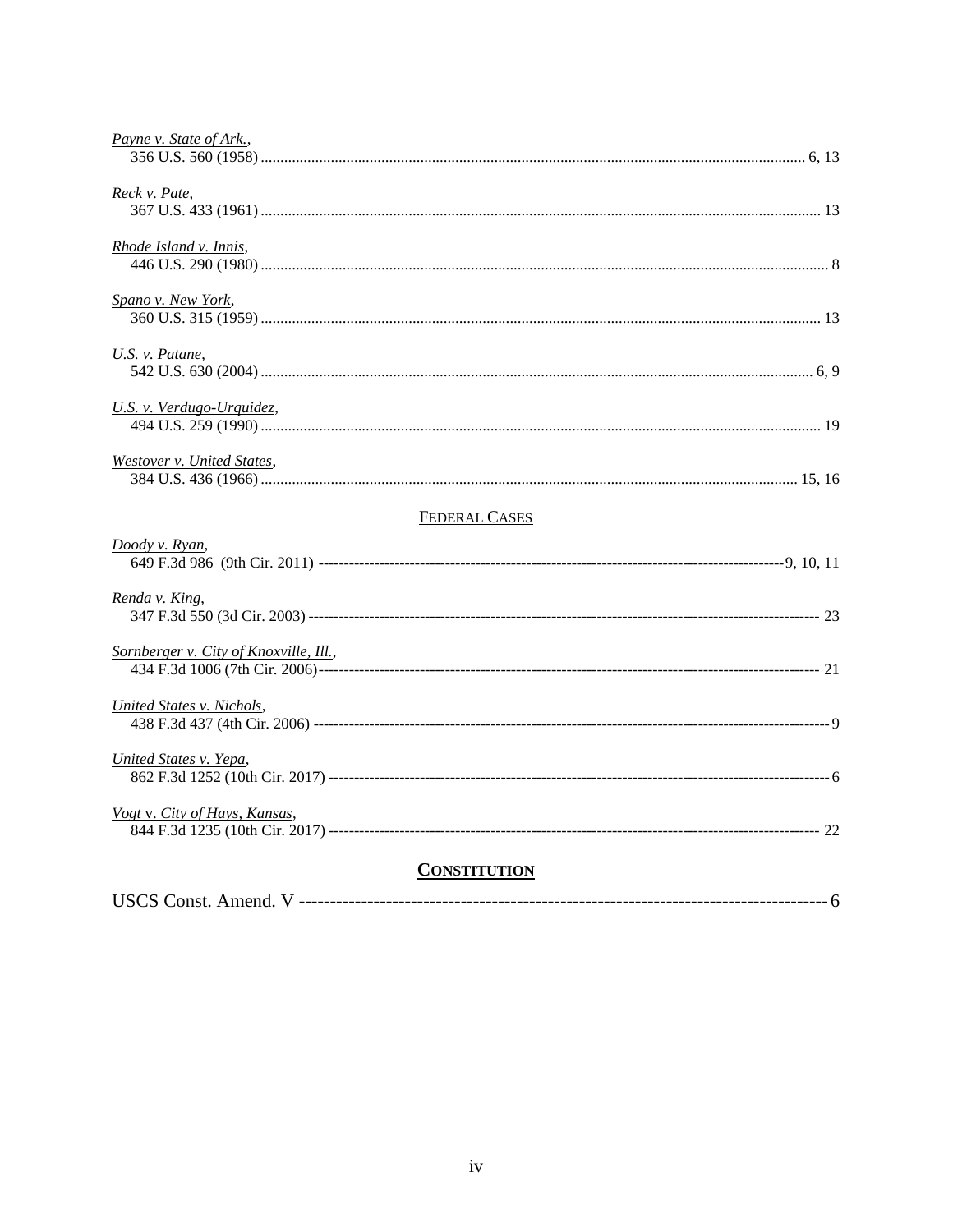Payne v. State of Ark.,
356 U.S. 560 (1958) .......................................................................................................................... 6, 13

Reck v. Pate,
367 U.S. 433 (1961) .............................................................................................................................. 13

Rhode Island v. Innis,
446 U.S. 290 (1980) ................................................................................................................................ 8

Spano v. New York,
360 U.S. 315 (1959) .............................................................................................................................. 13

U.S. v. Patane,
542 U.S. 630 (2004) ............................................................................................................................ 6, 9

U.S. v. Verdugo-Urquidez,
494 U.S. 259 (1990) .............................................................................................................................. 19

Westover v. United States,
384 U.S. 436 (1966) ........................................................................................................................ 15, 16

## FEDERAL CASES

Doody v. Ryan,
649 F.3d 986 (9th Cir. 2011) -------------------------------------------------------------------------------------------9, 10, 11

Renda v. King,
347 F.3d 550 (3d Cir. 2003) ---------------------------------------------------------------------------------------------------- 23

Sornberger v. City of Knoxville, Ill.,
434 F.3d 1006 (7th Cir. 2006)------------------------------------------------------------------------------------------------- 21

United States v. Nichols,
438 F.3d 437 (4th Cir. 2006) ---------------------------------------------------------------------------------------------------- 9

United States v. Yepa,
862 F.3d 1252 (10th Cir. 2017) ------------------------------------------------------------------------------------------------ 6

Vogt v. City of Hays, Kansas,
844 F.3d 1235 (10th Cir. 2017) ----------------------------------------------------------------------------------------------- 22

## CONSTITUTION

USCS Const. Amend. V ------------------------------------------------------------------------------------ 6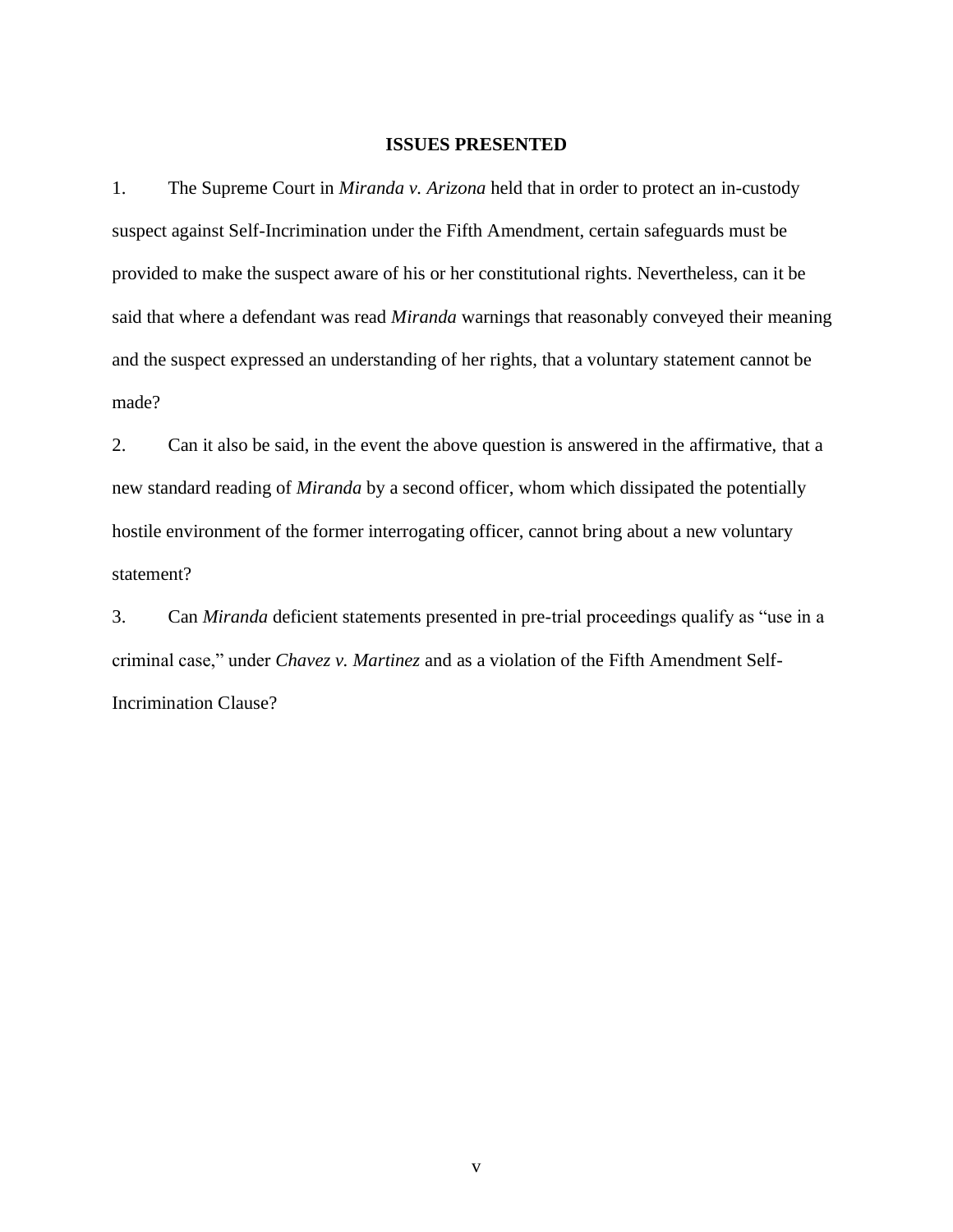## ISSUES PRESENTED

1. The Supreme Court in *Miranda v. Arizona* held that in order to protect an in-custody suspect against Self-Incrimination under the Fifth Amendment, certain safeguards must be provided to make the suspect aware of his or her constitutional rights. Nevertheless, can it be said that where a defendant was read *Miranda* warnings that reasonably conveyed their meaning and the suspect expressed an understanding of her rights, that a voluntary statement cannot be made?

2. Can it also be said, in the event the above question is answered in the affirmative, that a new standard reading of *Miranda* by a second officer, whom which dissipated the potentially hostile environment of the former interrogating officer, cannot bring about a new voluntary statement?

3. Can *Miranda* deficient statements presented in pre-trial proceedings qualify as "use in a criminal case," under *Chavez v. Martinez* and as a violation of the Fifth Amendment Self-Incrimination Clause?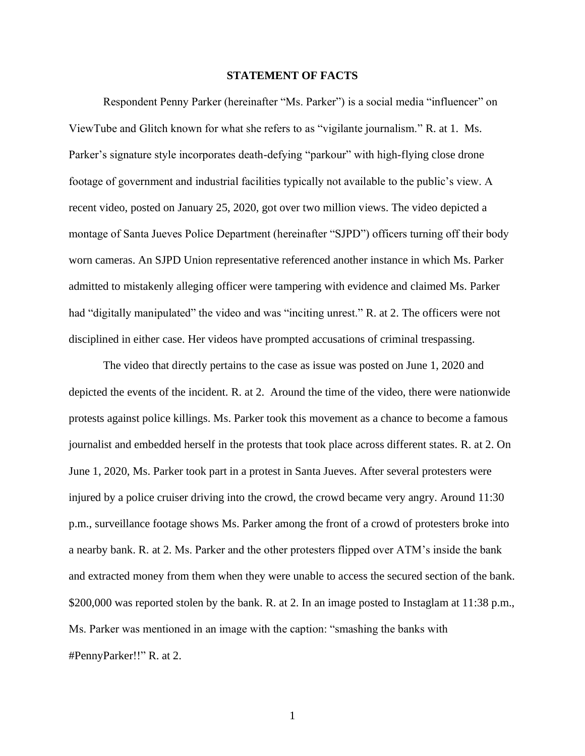## STATEMENT OF FACTS

Respondent Penny Parker (hereinafter "Ms. Parker") is a social media "influencer" on ViewTube and Glitch known for what she refers to as "vigilante journalism." R. at 1. Ms. Parker's signature style incorporates death-defying "parkour" with high-flying close drone footage of government and industrial facilities typically not available to the public's view. A recent video, posted on January 25, 2020, got over two million views. The video depicted a montage of Santa Jueves Police Department (hereinafter "SJPD") officers turning off their body worn cameras. An SJPD Union representative referenced another instance in which Ms. Parker admitted to mistakenly alleging officer were tampering with evidence and claimed Ms. Parker had "digitally manipulated" the video and was "inciting unrest." R. at 2. The officers were not disciplined in either case. Her videos have prompted accusations of criminal trespassing.

The video that directly pertains to the case as issue was posted on June 1, 2020 and depicted the events of the incident. R. at 2. Around the time of the video, there were nationwide protests against police killings. Ms. Parker took this movement as a chance to become a famous journalist and embedded herself in the protests that took place across different states. R. at 2. On June 1, 2020, Ms. Parker took part in a protest in Santa Jueves. After several protesters were injured by a police cruiser driving into the crowd, the crowd became very angry. Around 11:30 p.m., surveillance footage shows Ms. Parker among the front of a crowd of protesters broke into a nearby bank. R. at 2. Ms. Parker and the other protesters flipped over ATM's inside the bank and extracted money from them when they were unable to access the secured section of the bank. $200,000 was reported stolen by the bank. R. at 2. In an image posted to Instaglam at 11:38 p.m., Ms. Parker was mentioned in an image with the caption: "smashing the banks with #PennyParker!!" R. at 2.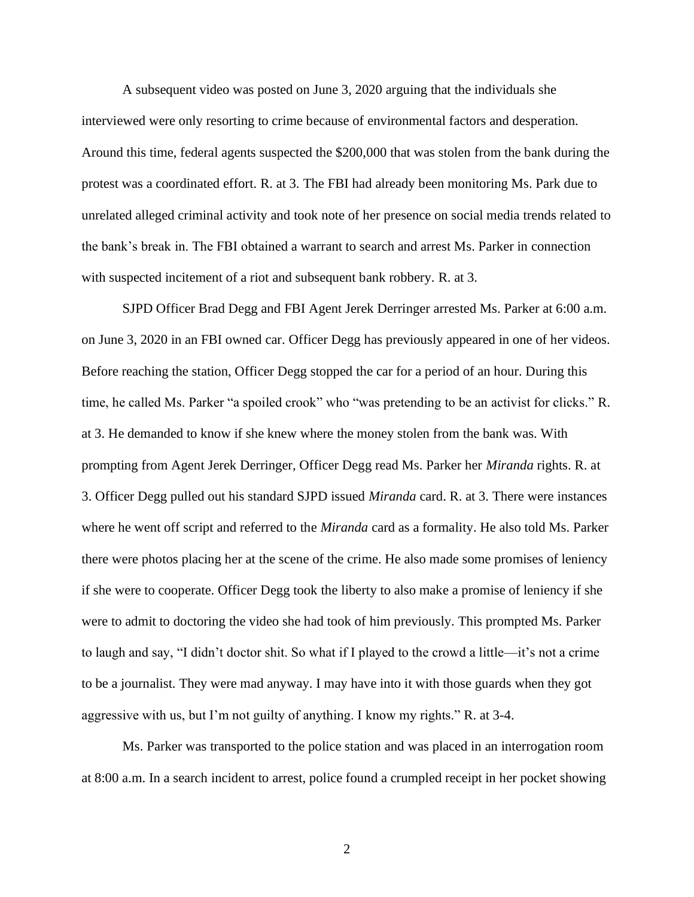A subsequent video was posted on June 3, 2020 arguing that the individuals she interviewed were only resorting to crime because of environmental factors and desperation. Around this time, federal agents suspected the $200,000 that was stolen from the bank during the protest was a coordinated effort. R. at 3. The FBI had already been monitoring Ms. Park due to unrelated alleged criminal activity and took note of her presence on social media trends related to the bank's break in. The FBI obtained a warrant to search and arrest Ms. Parker in connection with suspected incitement of a riot and subsequent bank robbery. R. at 3.

SJPD Officer Brad Degg and FBI Agent Jerek Derringer arrested Ms. Parker at 6:00 a.m. on June 3, 2020 in an FBI owned car. Officer Degg has previously appeared in one of her videos. Before reaching the station, Officer Degg stopped the car for a period of an hour. During this time, he called Ms. Parker "a spoiled crook" who "was pretending to be an activist for clicks." R. at 3. He demanded to know if she knew where the money stolen from the bank was. With prompting from Agent Jerek Derringer, Officer Degg read Ms. Parker her *Miranda* rights. R. at 3. Officer Degg pulled out his standard SJPD issued *Miranda* card. R. at 3. There were instances where he went off script and referred to the *Miranda* card as a formality. He also told Ms. Parker there were photos placing her at the scene of the crime. He also made some promises of leniency if she were to cooperate. Officer Degg took the liberty to also make a promise of leniency if she were to admit to doctoring the video she had took of him previously. This prompted Ms. Parker to laugh and say, "I didn't doctor shit. So what if I played to the crowd a little—it's not a crime to be a journalist. They were mad anyway. I may have into it with those guards when they got aggressive with us, but I'm not guilty of anything. I know my rights." R. at 3-4.

Ms. Parker was transported to the police station and was placed in an interrogation room at 8:00 a.m. In a search incident to arrest, police found a crumpled receipt in her pocket showing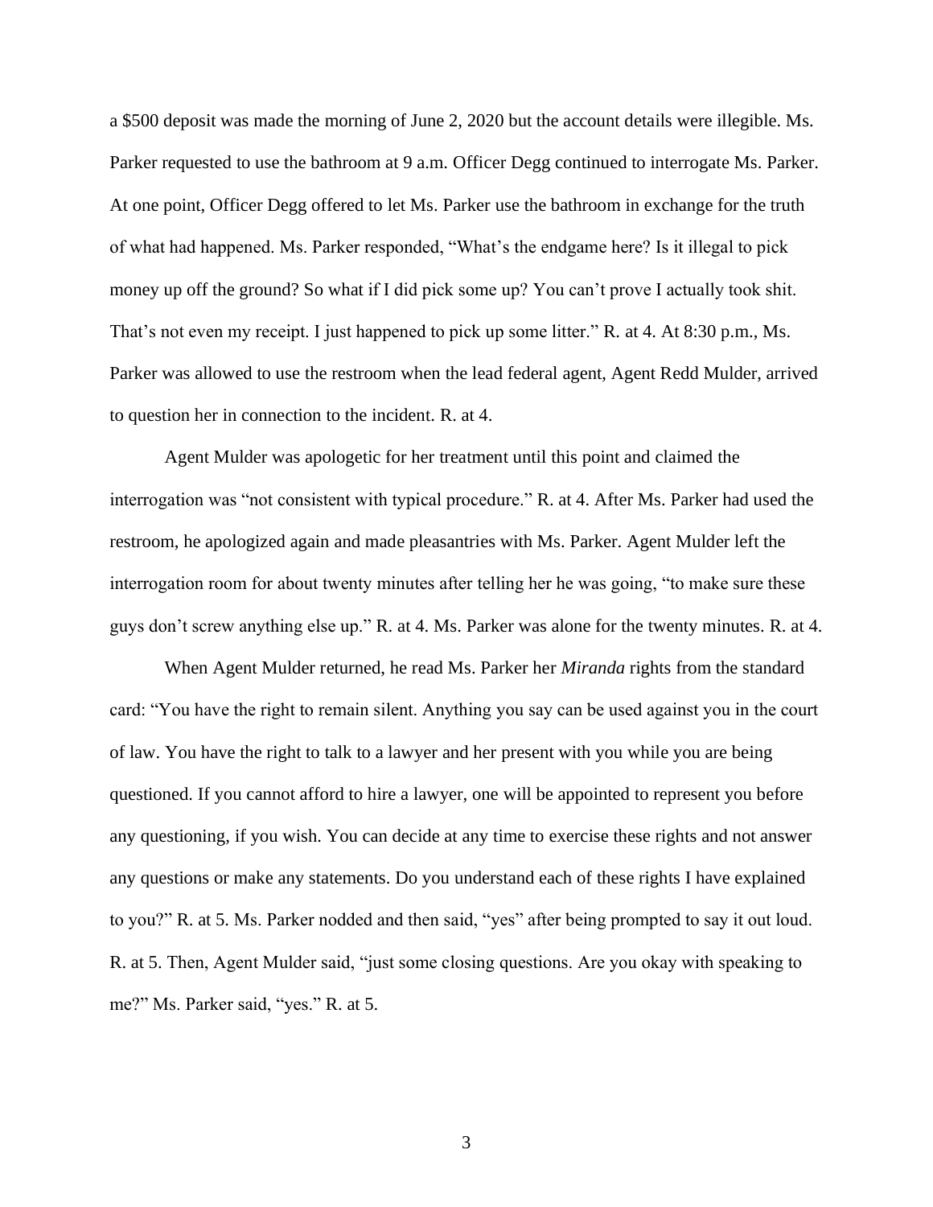a $500 deposit was made the morning of June 2, 2020 but the account details were illegible. Ms. Parker requested to use the bathroom at 9 a.m. Officer Degg continued to interrogate Ms. Parker. At one point, Officer Degg offered to let Ms. Parker use the bathroom in exchange for the truth of what had happened. Ms. Parker responded, "What's the endgame here? Is it illegal to pick money up off the ground? So what if I did pick some up? You can't prove I actually took shit. That's not even my receipt. I just happened to pick up some litter." R. at 4. At 8:30 p.m., Ms. Parker was allowed to use the restroom when the lead federal agent, Agent Redd Mulder, arrived to question her in connection to the incident. R. at 4.

Agent Mulder was apologetic for her treatment until this point and claimed the interrogation was "not consistent with typical procedure." R. at 4. After Ms. Parker had used the restroom, he apologized again and made pleasantries with Ms. Parker. Agent Mulder left the interrogation room for about twenty minutes after telling her he was going, "to make sure these guys don't screw anything else up." R. at 4. Ms. Parker was alone for the twenty minutes. R. at 4.

When Agent Mulder returned, he read Ms. Parker her *Miranda* rights from the standard card: "You have the right to remain silent. Anything you say can be used against you in the court of law. You have the right to talk to a lawyer and her present with you while you are being questioned. If you cannot afford to hire a lawyer, one will be appointed to represent you before any questioning, if you wish. You can decide at any time to exercise these rights and not answer any questions or make any statements. Do you understand each of these rights I have explained to you?" R. at 5. Ms. Parker nodded and then said, "yes" after being prompted to say it out loud. R. at 5. Then, Agent Mulder said, "just some closing questions. Are you okay with speaking to me?" Ms. Parker said, "yes." R. at 5.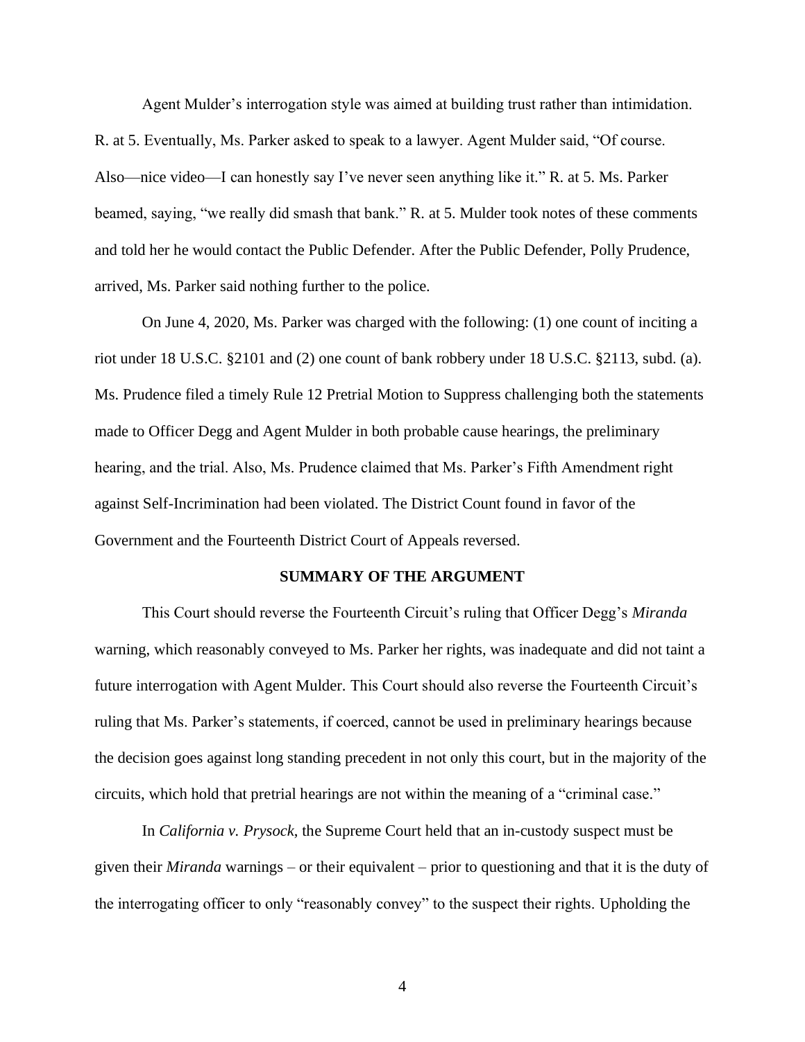Agent Mulder's interrogation style was aimed at building trust rather than intimidation. R. at 5. Eventually, Ms. Parker asked to speak to a lawyer. Agent Mulder said, "Of course. Also—nice video—I can honestly say I've never seen anything like it." R. at 5. Ms. Parker beamed, saying, "we really did smash that bank." R. at 5. Mulder took notes of these comments and told her he would contact the Public Defender. After the Public Defender, Polly Prudence, arrived, Ms. Parker said nothing further to the police.

On June 4, 2020, Ms. Parker was charged with the following: (1) one count of inciting a riot under 18 U.S.C. §2101 and (2) one count of bank robbery under 18 U.S.C. §2113, subd. (a). Ms. Prudence filed a timely Rule 12 Pretrial Motion to Suppress challenging both the statements made to Officer Degg and Agent Mulder in both probable cause hearings, the preliminary hearing, and the trial. Also, Ms. Prudence claimed that Ms. Parker's Fifth Amendment right against Self-Incrimination had been violated. The District Count found in favor of the Government and the Fourteenth District Court of Appeals reversed.

## SUMMARY OF THE ARGUMENT

This Court should reverse the Fourteenth Circuit's ruling that Officer Degg's *Miranda* warning, which reasonably conveyed to Ms. Parker her rights, was inadequate and did not taint a future interrogation with Agent Mulder. This Court should also reverse the Fourteenth Circuit's ruling that Ms. Parker's statements, if coerced, cannot be used in preliminary hearings because the decision goes against long standing precedent in not only this court, but in the majority of the circuits, which hold that pretrial hearings are not within the meaning of a "criminal case."

In *California v. Prysock*, the Supreme Court held that an in-custody suspect must be given their *Miranda* warnings – or their equivalent – prior to questioning and that it is the duty of the interrogating officer to only "reasonably convey" to the suspect their rights. Upholding the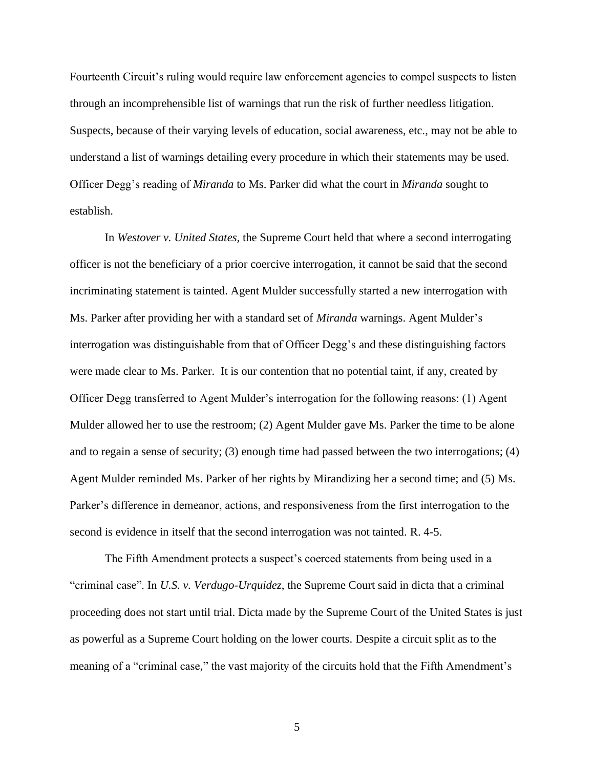Fourteenth Circuit's ruling would require law enforcement agencies to compel suspects to listen through an incomprehensible list of warnings that run the risk of further needless litigation. Suspects, because of their varying levels of education, social awareness, etc., may not be able to understand a list of warnings detailing every procedure in which their statements may be used. Officer Degg's reading of *Miranda* to Ms. Parker did what the court in *Miranda* sought to establish.

In *Westover v. United States*, the Supreme Court held that where a second interrogating officer is not the beneficiary of a prior coercive interrogation, it cannot be said that the second incriminating statement is tainted. Agent Mulder successfully started a new interrogation with Ms. Parker after providing her with a standard set of *Miranda* warnings. Agent Mulder's interrogation was distinguishable from that of Officer Degg's and these distinguishing factors were made clear to Ms. Parker. It is our contention that no potential taint, if any, created by Officer Degg transferred to Agent Mulder's interrogation for the following reasons: (1) Agent Mulder allowed her to use the restroom; (2) Agent Mulder gave Ms. Parker the time to be alone and to regain a sense of security; (3) enough time had passed between the two interrogations; (4) Agent Mulder reminded Ms. Parker of her rights by Mirandizing her a second time; and (5) Ms. Parker's difference in demeanor, actions, and responsiveness from the first interrogation to the second is evidence in itself that the second interrogation was not tainted. R. 4-5.

The Fifth Amendment protects a suspect's coerced statements from being used in a "criminal case". In *U.S. v. Verdugo-Urquidez*, the Supreme Court said in dicta that a criminal proceeding does not start until trial. Dicta made by the Supreme Court of the United States is just as powerful as a Supreme Court holding on the lower courts. Despite a circuit split as to the meaning of a "criminal case," the vast majority of the circuits hold that the Fifth Amendment's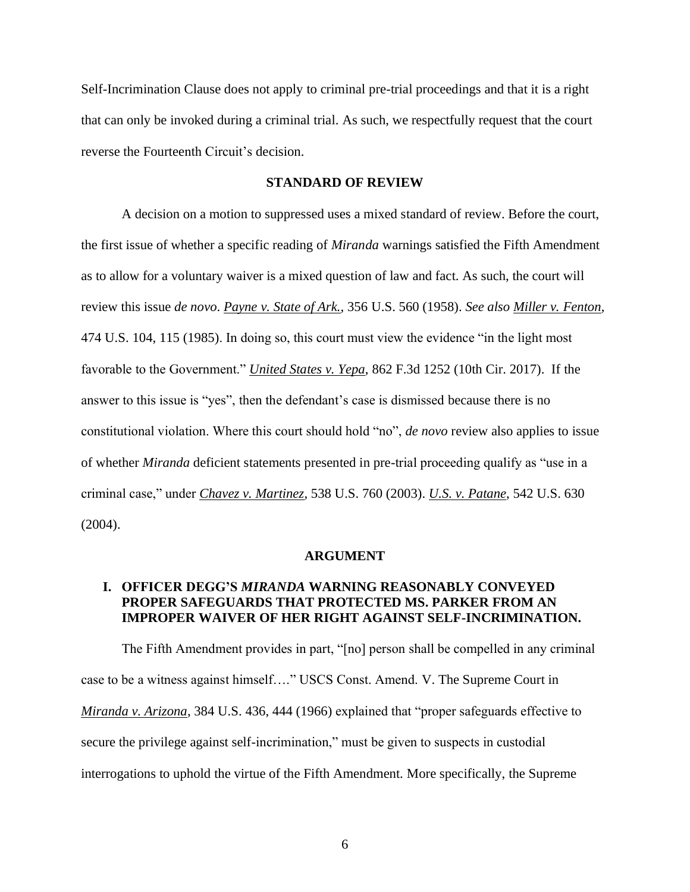Self-Incrimination Clause does not apply to criminal pre-trial proceedings and that it is a right that can only be invoked during a criminal trial. As such, we respectfully request that the court reverse the Fourteenth Circuit's decision.

## STANDARD OF REVIEW

A decision on a motion to suppressed uses a mixed standard of review. Before the court, the first issue of whether a specific reading of *Miranda* warnings satisfied the Fifth Amendment as to allow for a voluntary waiver is a mixed question of law and fact. As such, the court will review this issue *de novo*. *Payne v. State of Ark.*, 356 U.S. 560 (1958). *See also Miller v. Fenton*, 474 U.S. 104, 115 (1985). In doing so, this court must view the evidence "in the light most favorable to the Government." *United States v. Yepa*, 862 F.3d 1252 (10th Cir. 2017). If the answer to this issue is "yes", then the defendant's case is dismissed because there is no constitutional violation. Where this court should hold "no", *de novo* review also applies to issue of whether *Miranda* deficient statements presented in pre-trial proceeding qualify as "use in a criminal case," under *Chavez v. Martinez*, 538 U.S. 760 (2003). *U.S. v. Patane*, 542 U.S. 630 (2004).

## ARGUMENT

### I. OFFICER DEGG'S *MIRANDA* WARNING REASONABLY CONVEYED PROPER SAFEGUARDS THAT PROTECTED MS. PARKER FROM AN IMPROPER WAIVER OF HER RIGHT AGAINST SELF-INCRIMINATION.

The Fifth Amendment provides in part, "[no] person shall be compelled in any criminal case to be a witness against himself…." USCS Const. Amend. V. The Supreme Court in *Miranda v. Arizona*, 384 U.S. 436, 444 (1966) explained that "proper safeguards effective to secure the privilege against self-incrimination," must be given to suspects in custodial interrogations to uphold the virtue of the Fifth Amendment. More specifically, the Supreme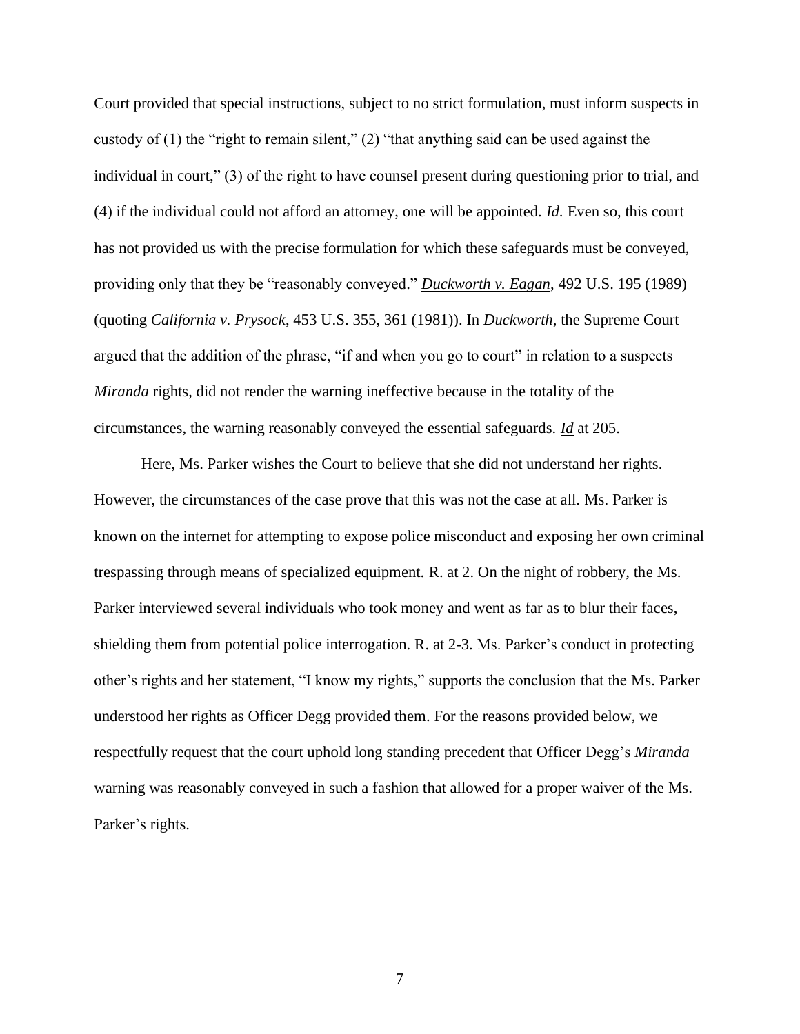Court provided that special instructions, subject to no strict formulation, must inform suspects in custody of (1) the "right to remain silent," (2) "that anything said can be used against the individual in court," (3) of the right to have counsel present during questioning prior to trial, and (4) if the individual could not afford an attorney, one will be appointed. ***Id.*** Even so, this court has not provided us with the precise formulation for which these safeguards must be conveyed, providing only that they be "reasonably conveyed." ***Duckworth v. Eagan***, 492 U.S. 195 (1989) (quoting ***California v. Prysock***, 453 U.S. 355, 361 (1981)). In *Duckworth*, the Supreme Court argued that the addition of the phrase, "if and when you go to court" in relation to a suspects *Miranda* rights, did not render the warning ineffective because in the totality of the circumstances, the warning reasonably conveyed the essential safeguards. ***Id*** at 205.

Here, Ms. Parker wishes the Court to believe that she did not understand her rights. However, the circumstances of the case prove that this was not the case at all. Ms. Parker is known on the internet for attempting to expose police misconduct and exposing her own criminal trespassing through means of specialized equipment. R. at 2. On the night of robbery, the Ms. Parker interviewed several individuals who took money and went as far as to blur their faces, shielding them from potential police interrogation. R. at 2-3. Ms. Parker's conduct in protecting other's rights and her statement, "I know my rights," supports the conclusion that the Ms. Parker understood her rights as Officer Degg provided them. For the reasons provided below, we respectfully request that the court uphold long standing precedent that Officer Degg's *Miranda* warning was reasonably conveyed in such a fashion that allowed for a proper waiver of the Ms. Parker's rights.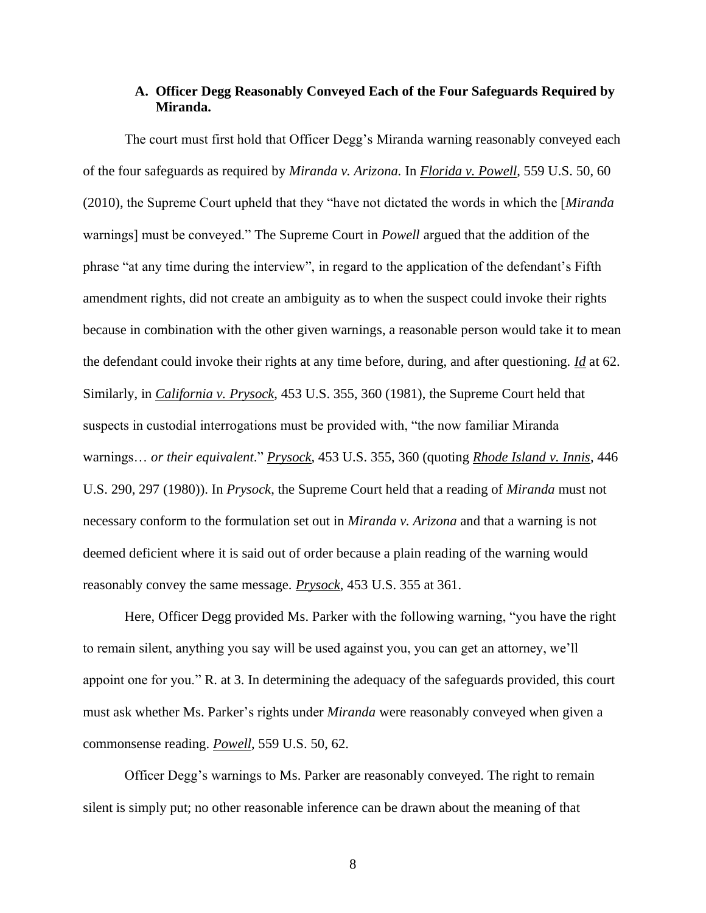### A. Officer Degg Reasonably Conveyed Each of the Four Safeguards Required by Miranda.

The court must first hold that Officer Degg's Miranda warning reasonably conveyed each of the four safeguards as required by *Miranda v. Arizona.* In *Florida v. Powell*, 559 U.S. 50, 60 (2010), the Supreme Court upheld that they "have not dictated the words in which the [*Miranda* warnings] must be conveyed." The Supreme Court in *Powell* argued that the addition of the phrase "at any time during the interview", in regard to the application of the defendant's Fifth amendment rights, did not create an ambiguity as to when the suspect could invoke their rights because in combination with the other given warnings, a reasonable person would take it to mean the defendant could invoke their rights at any time before, during, and after questioning. *Id* at 62. Similarly, in *California v. Prysock*, 453 U.S. 355, 360 (1981), the Supreme Court held that suspects in custodial interrogations must be provided with, "the now familiar Miranda warnings… *or their equivalent*." *Prysock*, 453 U.S. 355, 360 (quoting *Rhode Island v. Innis*, 446 U.S. 290, 297 (1980)). In *Prysock*, the Supreme Court held that a reading of *Miranda* must not necessary conform to the formulation set out in *Miranda v. Arizona* and that a warning is not deemed deficient where it is said out of order because a plain reading of the warning would reasonably convey the same message. *Prysock*, 453 U.S. 355 at 361.

Here, Officer Degg provided Ms. Parker with the following warning, "you have the right to remain silent, anything you say will be used against you, you can get an attorney, we'll appoint one for you." R. at 3. In determining the adequacy of the safeguards provided, this court must ask whether Ms. Parker's rights under *Miranda* were reasonably conveyed when given a commonsense reading. *Powell*, 559 U.S. 50, 62.

Officer Degg's warnings to Ms. Parker are reasonably conveyed. The right to remain silent is simply put; no other reasonable inference can be drawn about the meaning of that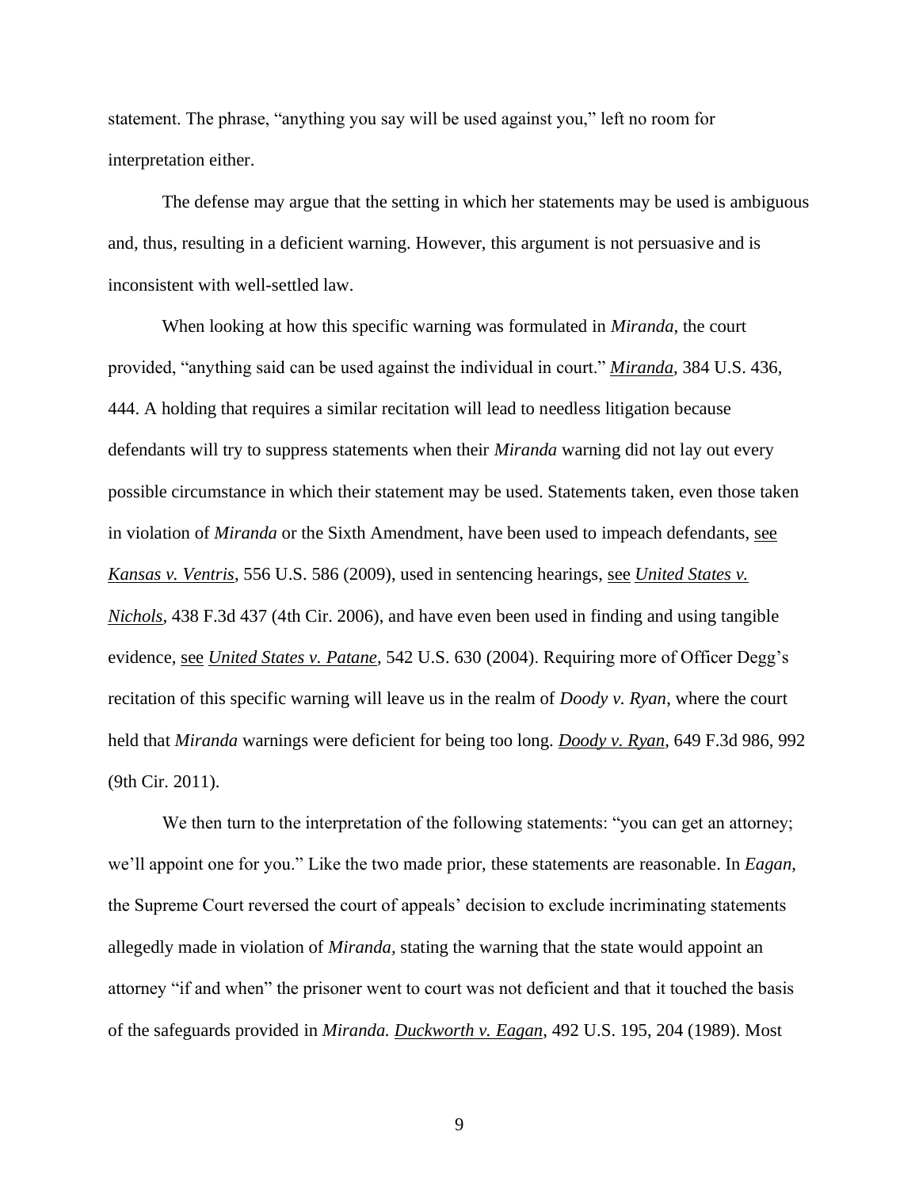statement. The phrase, "anything you say will be used against you," left no room for interpretation either.

The defense may argue that the setting in which her statements may be used is ambiguous and, thus, resulting in a deficient warning. However, this argument is not persuasive and is inconsistent with well-settled law.

When looking at how this specific warning was formulated in *Miranda*, the court provided, "anything said can be used against the individual in court." *Miranda*, 384 U.S. 436, 444. A holding that requires a similar recitation will lead to needless litigation because defendants will try to suppress statements when their *Miranda* warning did not lay out every possible circumstance in which their statement may be used. Statements taken, even those taken in violation of *Miranda* or the Sixth Amendment, have been used to impeach defendants, see *Kansas v. Ventris*, 556 U.S. 586 (2009), used in sentencing hearings, see *United States v. Nichols*, 438 F.3d 437 (4th Cir. 2006), and have even been used in finding and using tangible evidence, see *United States v. Patane*, 542 U.S. 630 (2004). Requiring more of Officer Degg's recitation of this specific warning will leave us in the realm of *Doody v. Ryan*, where the court held that *Miranda* warnings were deficient for being too long. *Doody v. Ryan*, 649 F.3d 986, 992 (9th Cir. 2011).

We then turn to the interpretation of the following statements: "you can get an attorney; we'll appoint one for you." Like the two made prior, these statements are reasonable. In *Eagan*, the Supreme Court reversed the court of appeals' decision to exclude incriminating statements allegedly made in violation of *Miranda,* stating the warning that the state would appoint an attorney "if and when" the prisoner went to court was not deficient and that it touched the basis of the safeguards provided in *Miranda. Duckworth v. Eagan*, 492 U.S. 195, 204 (1989). Most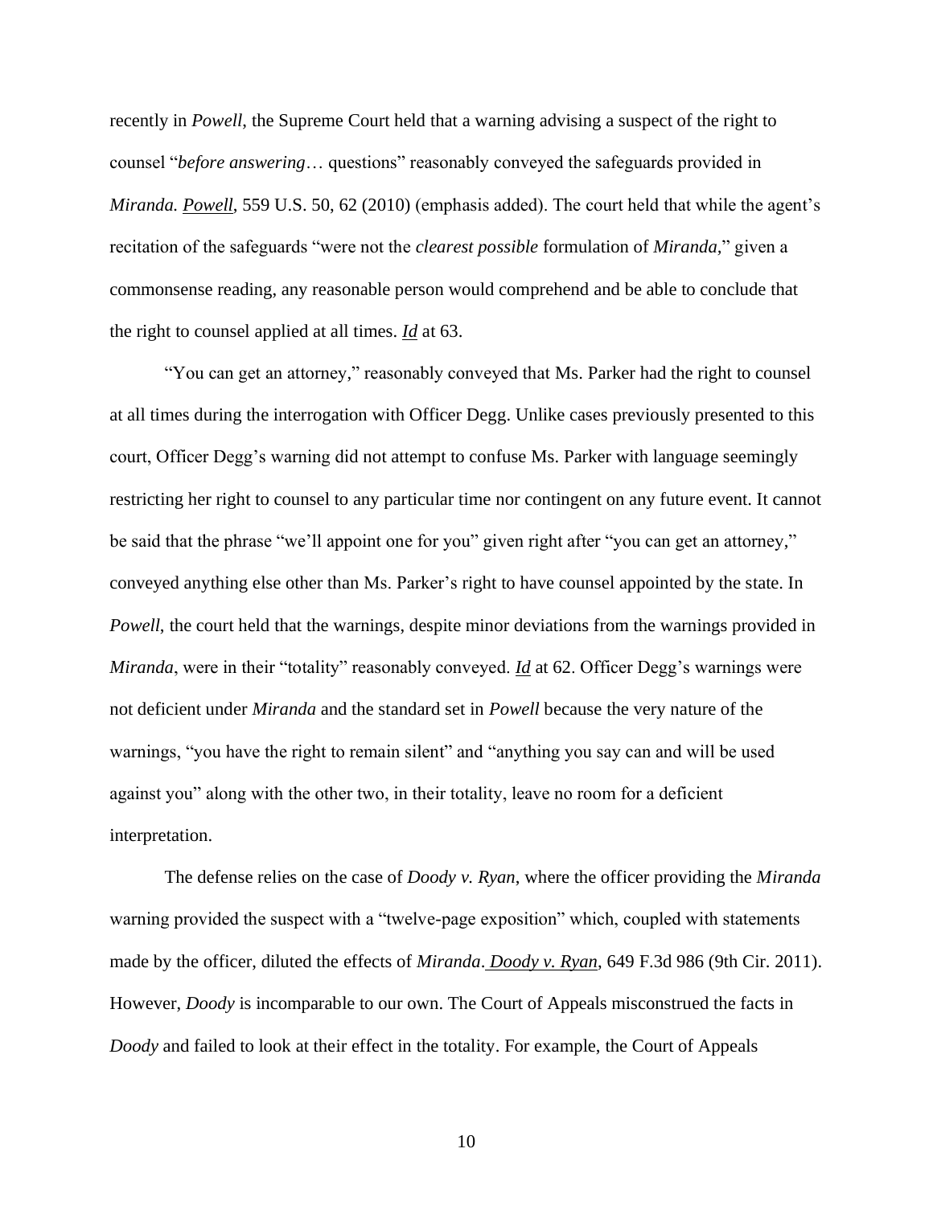recently in *Powell*, the Supreme Court held that a warning advising a suspect of the right to counsel "*before answering*… questions" reasonably conveyed the safeguards provided in *Miranda*. *Powell*, 559 U.S. 50, 62 (2010) (emphasis added). The court held that while the agent's recitation of the safeguards "were not the *clearest possible* formulation of *Miranda*," given a commonsense reading, any reasonable person would comprehend and be able to conclude that the right to counsel applied at all times. *Id* at 63.

"You can get an attorney," reasonably conveyed that Ms. Parker had the right to counsel at all times during the interrogation with Officer Degg. Unlike cases previously presented to this court, Officer Degg's warning did not attempt to confuse Ms. Parker with language seemingly restricting her right to counsel to any particular time nor contingent on any future event. It cannot be said that the phrase "we'll appoint one for you" given right after "you can get an attorney," conveyed anything else other than Ms. Parker's right to have counsel appointed by the state. In *Powell*, the court held that the warnings, despite minor deviations from the warnings provided in *Miranda*, were in their "totality" reasonably conveyed. *Id* at 62. Officer Degg's warnings were not deficient under *Miranda* and the standard set in *Powell* because the very nature of the warnings, "you have the right to remain silent" and "anything you say can and will be used against you" along with the other two, in their totality, leave no room for a deficient interpretation.

The defense relies on the case of *Doody v. Ryan*, where the officer providing the *Miranda* warning provided the suspect with a "twelve-page exposition" which, coupled with statements made by the officer, diluted the effects of *Miranda*. *Doody v. Ryan*, 649 F.3d 986 (9th Cir. 2011). However, *Doody* is incomparable to our own. The Court of Appeals misconstrued the facts in *Doody* and failed to look at their effect in the totality. For example, the Court of Appeals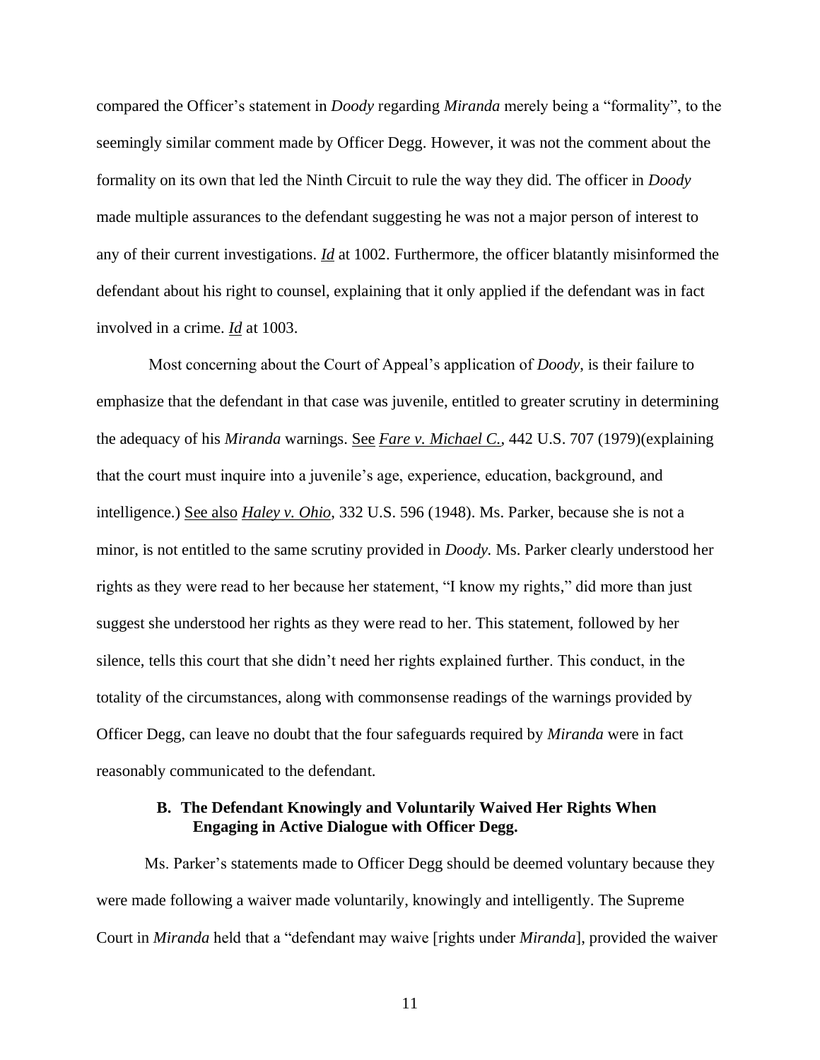compared the Officer's statement in *Doody* regarding *Miranda* merely being a "formality", to the seemingly similar comment made by Officer Degg. However, it was not the comment about the formality on its own that led the Ninth Circuit to rule the way they did. The officer in *Doody* made multiple assurances to the defendant suggesting he was not a major person of interest to any of their current investigations. *Id* at 1002. Furthermore, the officer blatantly misinformed the defendant about his right to counsel, explaining that it only applied if the defendant was in fact involved in a crime. *Id* at 1003.

Most concerning about the Court of Appeal's application of *Doody*, is their failure to emphasize that the defendant in that case was juvenile, entitled to greater scrutiny in determining the adequacy of his *Miranda* warnings. See *Fare v. Michael C.*, 442 U.S. 707 (1979)(explaining that the court must inquire into a juvenile's age, experience, education, background, and intelligence.) See also *Haley v. Ohio*, 332 U.S. 596 (1948). Ms. Parker, because she is not a minor, is not entitled to the same scrutiny provided in *Doody.* Ms. Parker clearly understood her rights as they were read to her because her statement, "I know my rights," did more than just suggest she understood her rights as they were read to her. This statement, followed by her silence, tells this court that she didn't need her rights explained further. This conduct, in the totality of the circumstances, along with commonsense readings of the warnings provided by Officer Degg, can leave no doubt that the four safeguards required by *Miranda* were in fact reasonably communicated to the defendant.

### B. The Defendant Knowingly and Voluntarily Waived Her Rights When Engaging in Active Dialogue with Officer Degg.

Ms. Parker's statements made to Officer Degg should be deemed voluntary because they were made following a waiver made voluntarily, knowingly and intelligently. The Supreme Court in *Miranda* held that a "defendant may waive [rights under *Miranda*], provided the waiver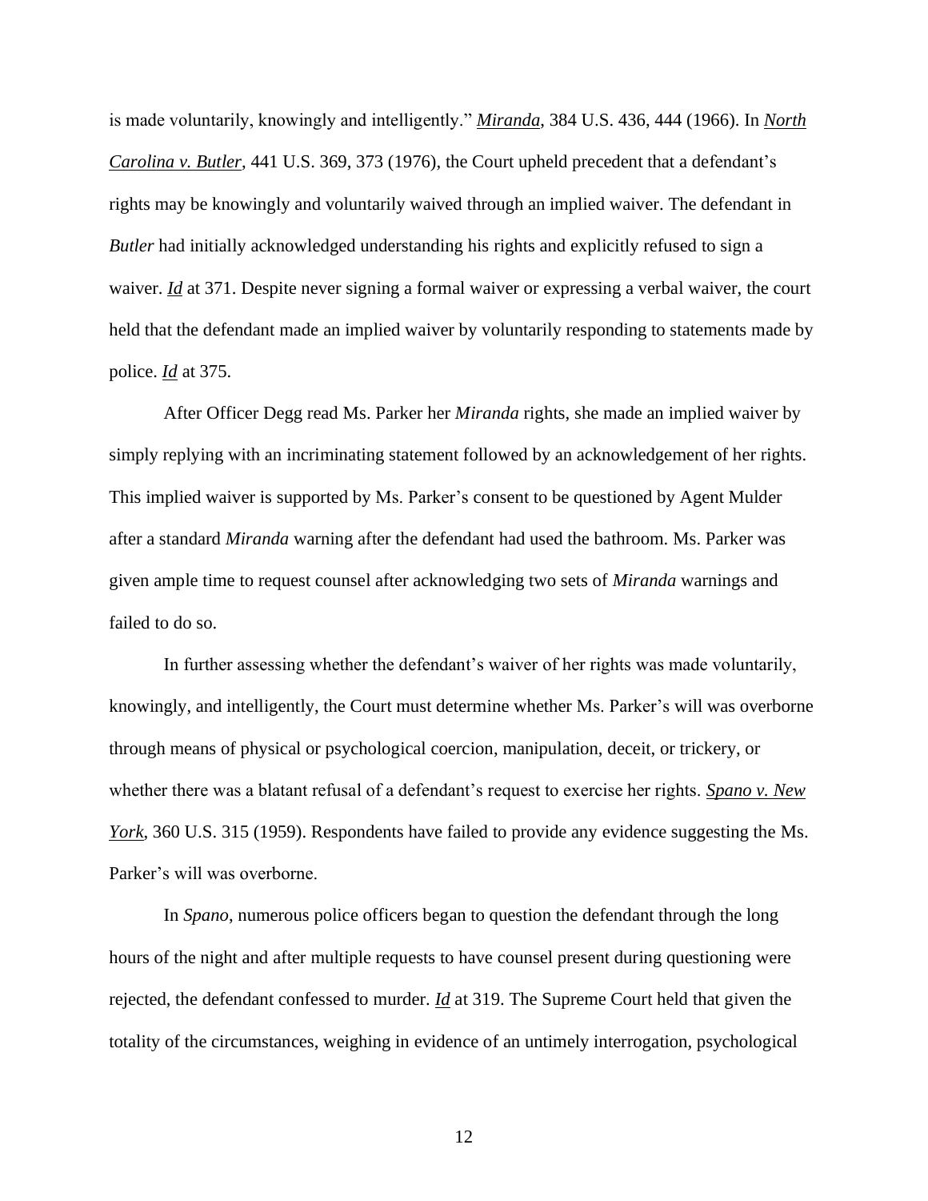is made voluntarily, knowingly and intelligently." *Miranda*, 384 U.S. 436, 444 (1966). In *North Carolina v. Butler*, 441 U.S. 369, 373 (1976), the Court upheld precedent that a defendant's rights may be knowingly and voluntarily waived through an implied waiver. The defendant in *Butler* had initially acknowledged understanding his rights and explicitly refused to sign a waiver. *Id* at 371. Despite never signing a formal waiver or expressing a verbal waiver, the court held that the defendant made an implied waiver by voluntarily responding to statements made by police. *Id* at 375.

After Officer Degg read Ms. Parker her *Miranda* rights, she made an implied waiver by simply replying with an incriminating statement followed by an acknowledgement of her rights. This implied waiver is supported by Ms. Parker's consent to be questioned by Agent Mulder after a standard *Miranda* warning after the defendant had used the bathroom. Ms. Parker was given ample time to request counsel after acknowledging two sets of *Miranda* warnings and failed to do so.

In further assessing whether the defendant's waiver of her rights was made voluntarily, knowingly, and intelligently, the Court must determine whether Ms. Parker's will was overborne through means of physical or psychological coercion, manipulation, deceit, or trickery, or whether there was a blatant refusal of a defendant's request to exercise her rights. *Spano v. New York*, 360 U.S. 315 (1959). Respondents have failed to provide any evidence suggesting the Ms. Parker's will was overborne.

In *Spano*, numerous police officers began to question the defendant through the long hours of the night and after multiple requests to have counsel present during questioning were rejected, the defendant confessed to murder. *Id* at 319. The Supreme Court held that given the totality of the circumstances, weighing in evidence of an untimely interrogation, psychological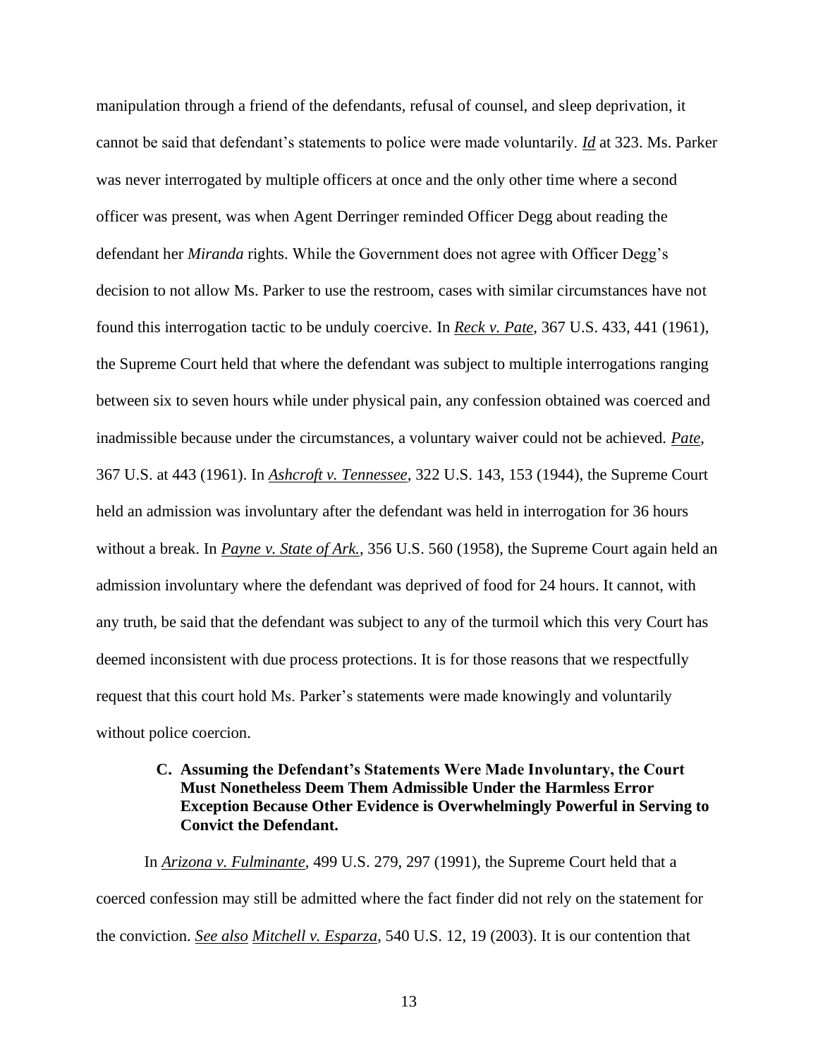manipulation through a friend of the defendants, refusal of counsel, and sleep deprivation, it cannot be said that defendant's statements to police were made voluntarily. *Id* at 323. Ms. Parker was never interrogated by multiple officers at once and the only other time where a second officer was present, was when Agent Derringer reminded Officer Degg about reading the defendant her *Miranda* rights. While the Government does not agree with Officer Degg's decision to not allow Ms. Parker to use the restroom, cases with similar circumstances have not found this interrogation tactic to be unduly coercive. In *Reck v. Pate*, 367 U.S. 433, 441 (1961), the Supreme Court held that where the defendant was subject to multiple interrogations ranging between six to seven hours while under physical pain, any confession obtained was coerced and inadmissible because under the circumstances, a voluntary waiver could not be achieved. *Pate*, 367 U.S. at 443 (1961). In *Ashcroft v. Tennessee*, 322 U.S. 143, 153 (1944), the Supreme Court held an admission was involuntary after the defendant was held in interrogation for 36 hours without a break. In *Payne v. State of Ark.*, 356 U.S. 560 (1958), the Supreme Court again held an admission involuntary where the defendant was deprived of food for 24 hours. It cannot, with any truth, be said that the defendant was subject to any of the turmoil which this very Court has deemed inconsistent with due process protections. It is for those reasons that we respectfully request that this court hold Ms. Parker's statements were made knowingly and voluntarily without police coercion.

### C. Assuming the Defendant's Statements Were Made Involuntary, the Court Must Nonetheless Deem Them Admissible Under the Harmless Error Exception Because Other Evidence is Overwhelmingly Powerful in Serving to Convict the Defendant.

In *Arizona v. Fulminante*, 499 U.S. 279, 297 (1991), the Supreme Court held that a coerced confession may still be admitted where the fact finder did not rely on the statement for the conviction. *See also* *Mitchell v. Esparza*, 540 U.S. 12, 19 (2003). It is our contention that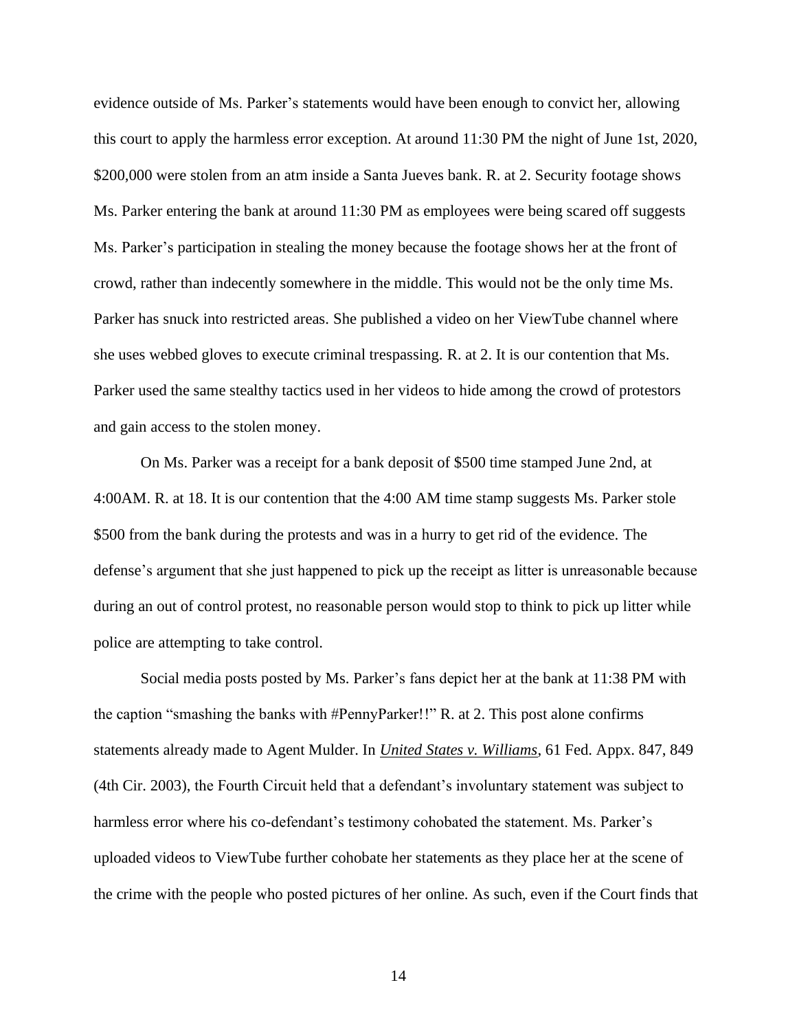evidence outside of Ms. Parker's statements would have been enough to convict her, allowing this court to apply the harmless error exception. At around 11:30 PM the night of June 1st, 2020, $200,000 were stolen from an atm inside a Santa Jueves bank. R. at 2. Security footage shows Ms. Parker entering the bank at around 11:30 PM as employees were being scared off suggests Ms. Parker's participation in stealing the money because the footage shows her at the front of crowd, rather than indecently somewhere in the middle. This would not be the only time Ms. Parker has snuck into restricted areas. She published a video on her ViewTube channel where she uses webbed gloves to execute criminal trespassing. R. at 2. It is our contention that Ms. Parker used the same stealthy tactics used in her videos to hide among the crowd of protestors and gain access to the stolen money.

On Ms. Parker was a receipt for a bank deposit of $500 time stamped June 2nd, at 4:00AM. R. at 18. It is our contention that the 4:00 AM time stamp suggests Ms. Parker stole $500 from the bank during the protests and was in a hurry to get rid of the evidence. The defense's argument that she just happened to pick up the receipt as litter is unreasonable because during an out of control protest, no reasonable person would stop to think to pick up litter while police are attempting to take control.

Social media posts posted by Ms. Parker's fans depict her at the bank at 11:38 PM with the caption "smashing the banks with #PennyParker!!" R. at 2. This post alone confirms statements already made to Agent Mulder. In ***United States v. Williams***, 61 Fed. Appx. 847, 849 (4th Cir. 2003), the Fourth Circuit held that a defendant's involuntary statement was subject to harmless error where his co-defendant's testimony cohobated the statement. Ms. Parker's uploaded videos to ViewTube further cohobate her statements as they place her at the scene of the crime with the people who posted pictures of her online. As such, even if the Court finds that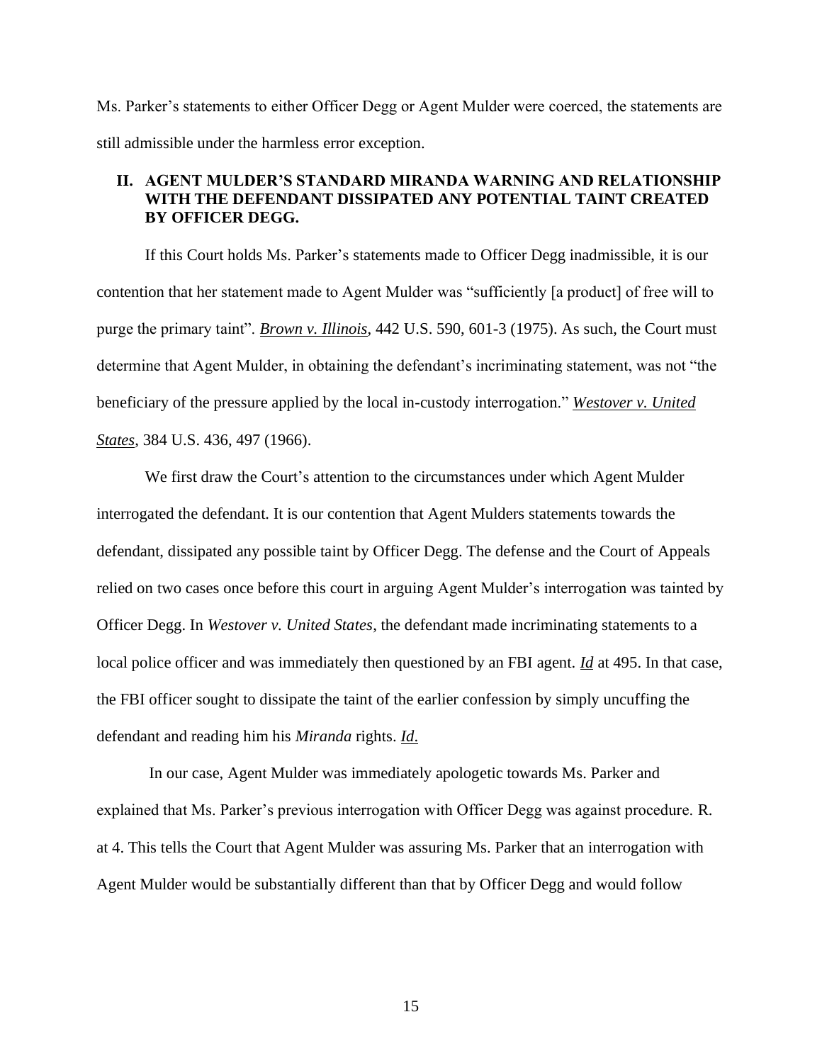Ms. Parker's statements to either Officer Degg or Agent Mulder were coerced, the statements are still admissible under the harmless error exception.

## II. AGENT MULDER'S STANDARD MIRANDA WARNING AND RELATIONSHIP WITH THE DEFENDANT DISSIPATED ANY POTENTIAL TAINT CREATED BY OFFICER DEGG.

If this Court holds Ms. Parker's statements made to Officer Degg inadmissible, it is our contention that her statement made to Agent Mulder was "sufficiently [a product] of free will to purge the primary taint". ***Brown v. Illinois***, 442 U.S. 590, 601-3 (1975). As such, the Court must determine that Agent Mulder, in obtaining the defendant's incriminating statement, was not "the beneficiary of the pressure applied by the local in-custody interrogation." ***Westover v. United States***, 384 U.S. 436, 497 (1966).

We first draw the Court's attention to the circumstances under which Agent Mulder interrogated the defendant. It is our contention that Agent Mulders statements towards the defendant, dissipated any possible taint by Officer Degg. The defense and the Court of Appeals relied on two cases once before this court in arguing Agent Mulder's interrogation was tainted by Officer Degg. In *Westover v. United States*, the defendant made incriminating statements to a local police officer and was immediately then questioned by an FBI agent. ***Id*** at 495. In that case, the FBI officer sought to dissipate the taint of the earlier confession by simply uncuffing the defendant and reading him his *Miranda* rights. ***Id.***

In our case, Agent Mulder was immediately apologetic towards Ms. Parker and explained that Ms. Parker's previous interrogation with Officer Degg was against procedure. R. at 4. This tells the Court that Agent Mulder was assuring Ms. Parker that an interrogation with Agent Mulder would be substantially different than that by Officer Degg and would follow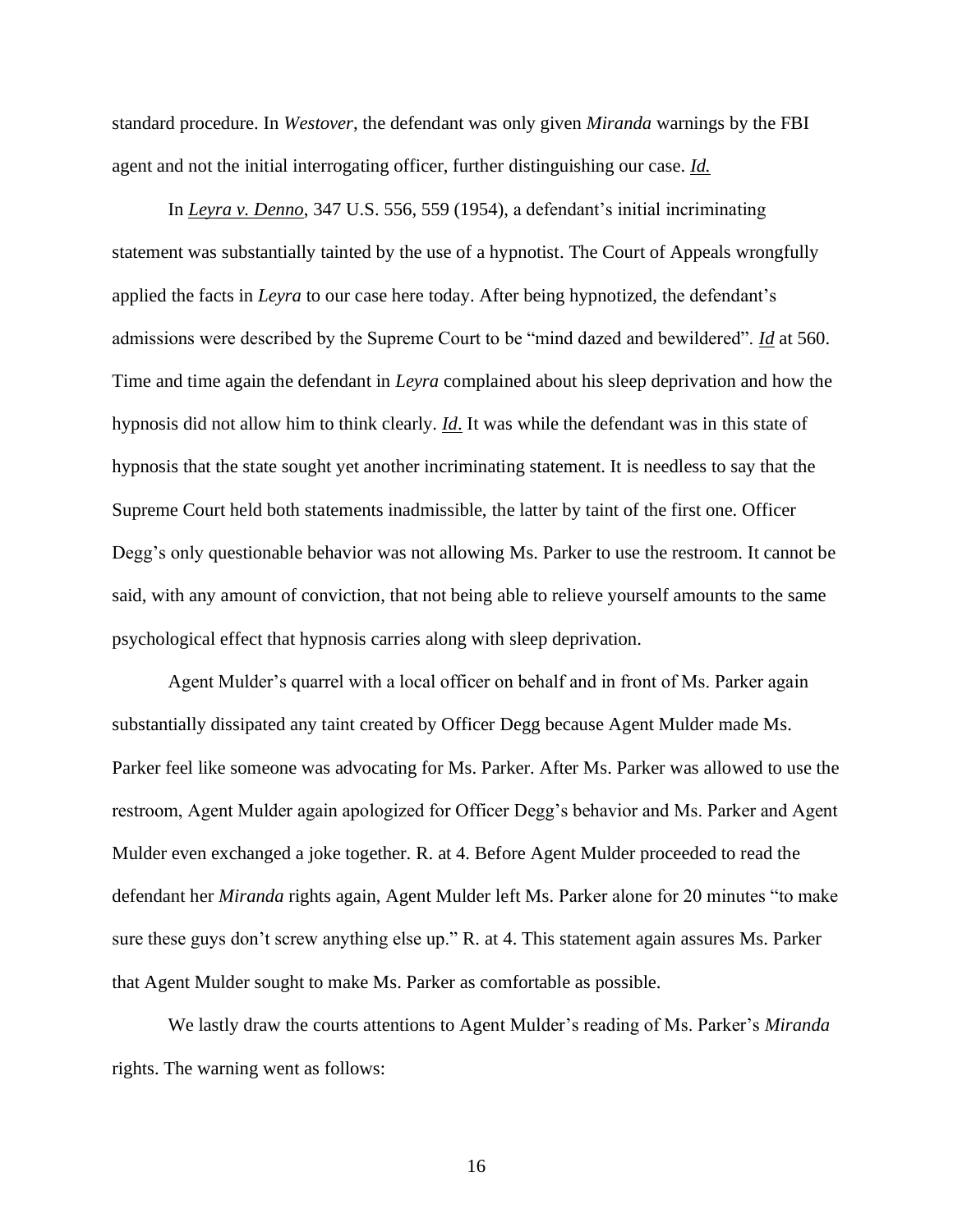standard procedure. In *Westover*, the defendant was only given *Miranda* warnings by the FBI agent and not the initial interrogating officer, further distinguishing our case. *Id.*

In *Leyra v. Denno*, 347 U.S. 556, 559 (1954), a defendant's initial incriminating statement was substantially tainted by the use of a hypnotist. The Court of Appeals wrongfully applied the facts in *Leyra* to our case here today. After being hypnotized, the defendant's admissions were described by the Supreme Court to be "mind dazed and bewildered". *Id* at 560. Time and time again the defendant in *Leyra* complained about his sleep deprivation and how the hypnosis did not allow him to think clearly. *Id.* It was while the defendant was in this state of hypnosis that the state sought yet another incriminating statement. It is needless to say that the Supreme Court held both statements inadmissible, the latter by taint of the first one. Officer Degg's only questionable behavior was not allowing Ms. Parker to use the restroom. It cannot be said, with any amount of conviction, that not being able to relieve yourself amounts to the same psychological effect that hypnosis carries along with sleep deprivation.

Agent Mulder's quarrel with a local officer on behalf and in front of Ms. Parker again substantially dissipated any taint created by Officer Degg because Agent Mulder made Ms. Parker feel like someone was advocating for Ms. Parker. After Ms. Parker was allowed to use the restroom, Agent Mulder again apologized for Officer Degg's behavior and Ms. Parker and Agent Mulder even exchanged a joke together. R. at 4. Before Agent Mulder proceeded to read the defendant her *Miranda* rights again, Agent Mulder left Ms. Parker alone for 20 minutes "to make sure these guys don't screw anything else up." R. at 4. This statement again assures Ms. Parker that Agent Mulder sought to make Ms. Parker as comfortable as possible.

We lastly draw the courts attentions to Agent Mulder's reading of Ms. Parker's *Miranda* rights. The warning went as follows: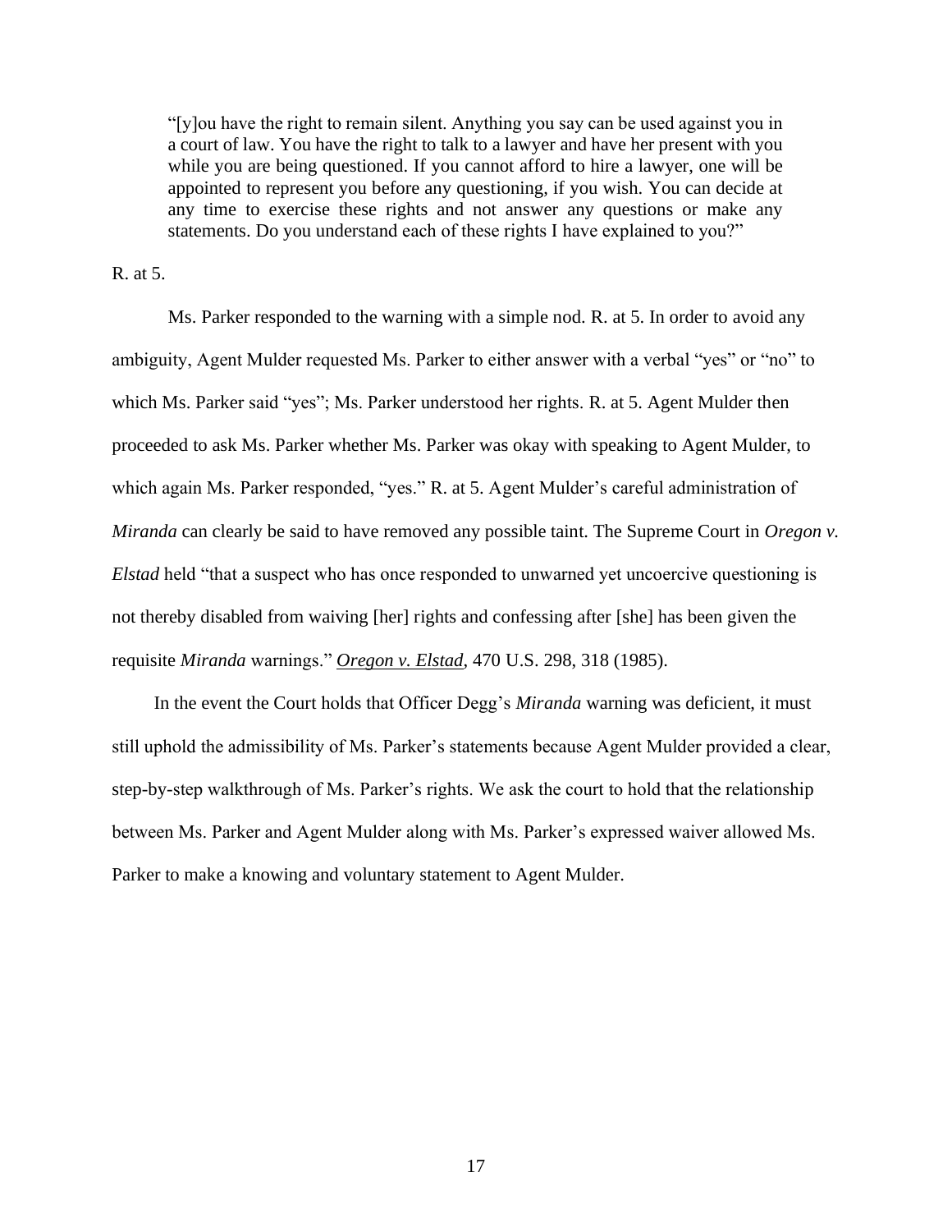> "[y]ou have the right to remain silent. Anything you say can be used against you in a court of law. You have the right to talk to a lawyer and have her present with you while you are being questioned. If you cannot afford to hire a lawyer, one will be appointed to represent you before any questioning, if you wish. You can decide at any time to exercise these rights and not answer any questions or make any statements. Do you understand each of these rights I have explained to you?"

R. at 5.

Ms. Parker responded to the warning with a simple nod. R. at 5. In order to avoid any ambiguity, Agent Mulder requested Ms. Parker to either answer with a verbal "yes" or "no" to which Ms. Parker said "yes"; Ms. Parker understood her rights. R. at 5. Agent Mulder then proceeded to ask Ms. Parker whether Ms. Parker was okay with speaking to Agent Mulder, to which again Ms. Parker responded, "yes." R. at 5. Agent Mulder's careful administration of *Miranda* can clearly be said to have removed any possible taint. The Supreme Court in *Oregon v. Elstad* held "that a suspect who has once responded to unwarned yet uncoercive questioning is not thereby disabled from waiving [her] rights and confessing after [she] has been given the requisite *Miranda* warnings." ***Oregon v. Elstad***, 470 U.S. 298, 318 (1985).

In the event the Court holds that Officer Degg's *Miranda* warning was deficient, it must still uphold the admissibility of Ms. Parker's statements because Agent Mulder provided a clear, step-by-step walkthrough of Ms. Parker's rights. We ask the court to hold that the relationship between Ms. Parker and Agent Mulder along with Ms. Parker's expressed waiver allowed Ms. Parker to make a knowing and voluntary statement to Agent Mulder.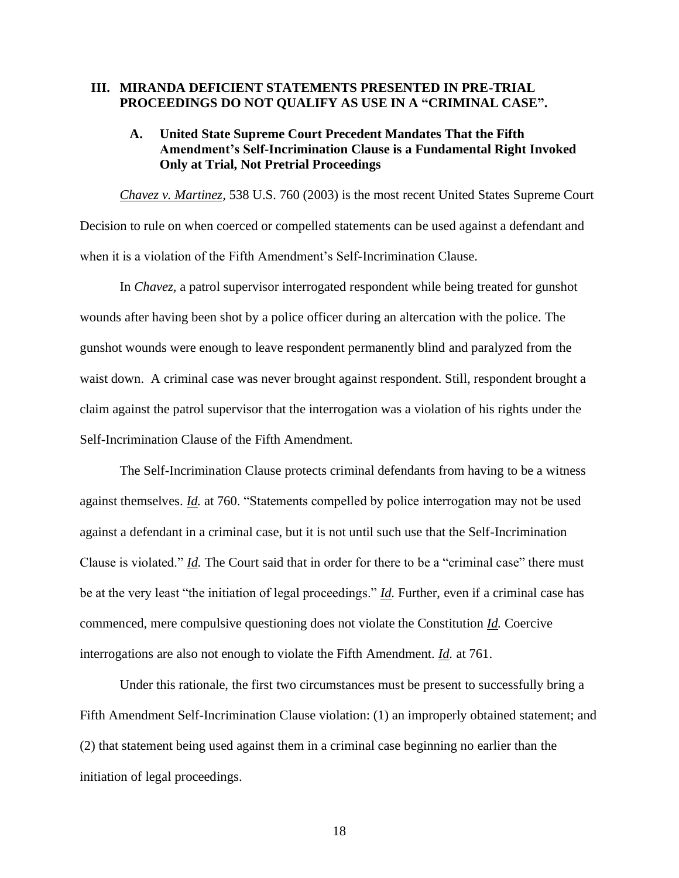## III. MIRANDA DEFICIENT STATEMENTS PRESENTED IN PRE-TRIAL PROCEEDINGS DO NOT QUALIFY AS USE IN A "CRIMINAL CASE".

### A. United State Supreme Court Precedent Mandates That the Fifth Amendment's Self-Incrimination Clause is a Fundamental Right Invoked Only at Trial, Not Pretrial Proceedings

*Chavez v. Martinez*, 538 U.S. 760 (2003) is the most recent United States Supreme Court Decision to rule on when coerced or compelled statements can be used against a defendant and when it is a violation of the Fifth Amendment's Self-Incrimination Clause.

In *Chavez*, a patrol supervisor interrogated respondent while being treated for gunshot wounds after having been shot by a police officer during an altercation with the police. The gunshot wounds were enough to leave respondent permanently blind and paralyzed from the waist down. A criminal case was never brought against respondent. Still, respondent brought a claim against the patrol supervisor that the interrogation was a violation of his rights under the Self-Incrimination Clause of the Fifth Amendment.

The Self-Incrimination Clause protects criminal defendants from having to be a witness against themselves. *Id.* at 760. "Statements compelled by police interrogation may not be used against a defendant in a criminal case, but it is not until such use that the Self-Incrimination Clause is violated." *Id.* The Court said that in order for there to be a "criminal case" there must be at the very least "the initiation of legal proceedings." *Id.* Further, even if a criminal case has commenced, mere compulsive questioning does not violate the Constitution *Id.* Coercive interrogations are also not enough to violate the Fifth Amendment. *Id.* at 761.

Under this rationale, the first two circumstances must be present to successfully bring a Fifth Amendment Self-Incrimination Clause violation: (1) an improperly obtained statement; and (2) that statement being used against them in a criminal case beginning no earlier than the initiation of legal proceedings.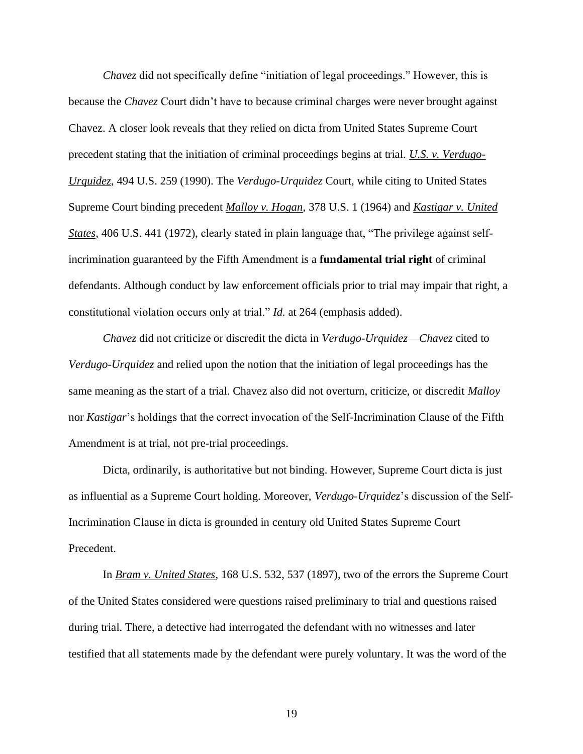*Chavez* did not specifically define "initiation of legal proceedings." However, this is because the *Chavez* Court didn't have to because criminal charges were never brought against Chavez. A closer look reveals that they relied on dicta from United States Supreme Court precedent stating that the initiation of criminal proceedings begins at trial. *U.S. v. Verdugo-Urquidez*, 494 U.S. 259 (1990). The *Verdugo-Urquidez* Court, while citing to United States Supreme Court binding precedent *Malloy v. Hogan*, 378 U.S. 1 (1964) and *Kastigar v. United States*, 406 U.S. 441 (1972), clearly stated in plain language that, "The privilege against self-incrimination guaranteed by the Fifth Amendment is a **fundamental trial right** of criminal defendants. Although conduct by law enforcement officials prior to trial may impair that right, a constitutional violation occurs only at trial." *Id.* at 264 (emphasis added).

*Chavez* did not criticize or discredit the dicta in *Verdugo-Urquidez*—*Chavez* cited to *Verdugo-Urquidez* and relied upon the notion that the initiation of legal proceedings has the same meaning as the start of a trial. Chavez also did not overturn, criticize, or discredit *Malloy* nor *Kastigar*'s holdings that the correct invocation of the Self-Incrimination Clause of the Fifth Amendment is at trial, not pre-trial proceedings.

Dicta, ordinarily, is authoritative but not binding. However, Supreme Court dicta is just as influential as a Supreme Court holding. Moreover, *Verdugo-Urquidez*'s discussion of the Self-Incrimination Clause in dicta is grounded in century old United States Supreme Court Precedent.

In *Bram v. United States*, 168 U.S. 532, 537 (1897), two of the errors the Supreme Court of the United States considered were questions raised preliminary to trial and questions raised during trial. There, a detective had interrogated the defendant with no witnesses and later testified that all statements made by the defendant were purely voluntary. It was the word of the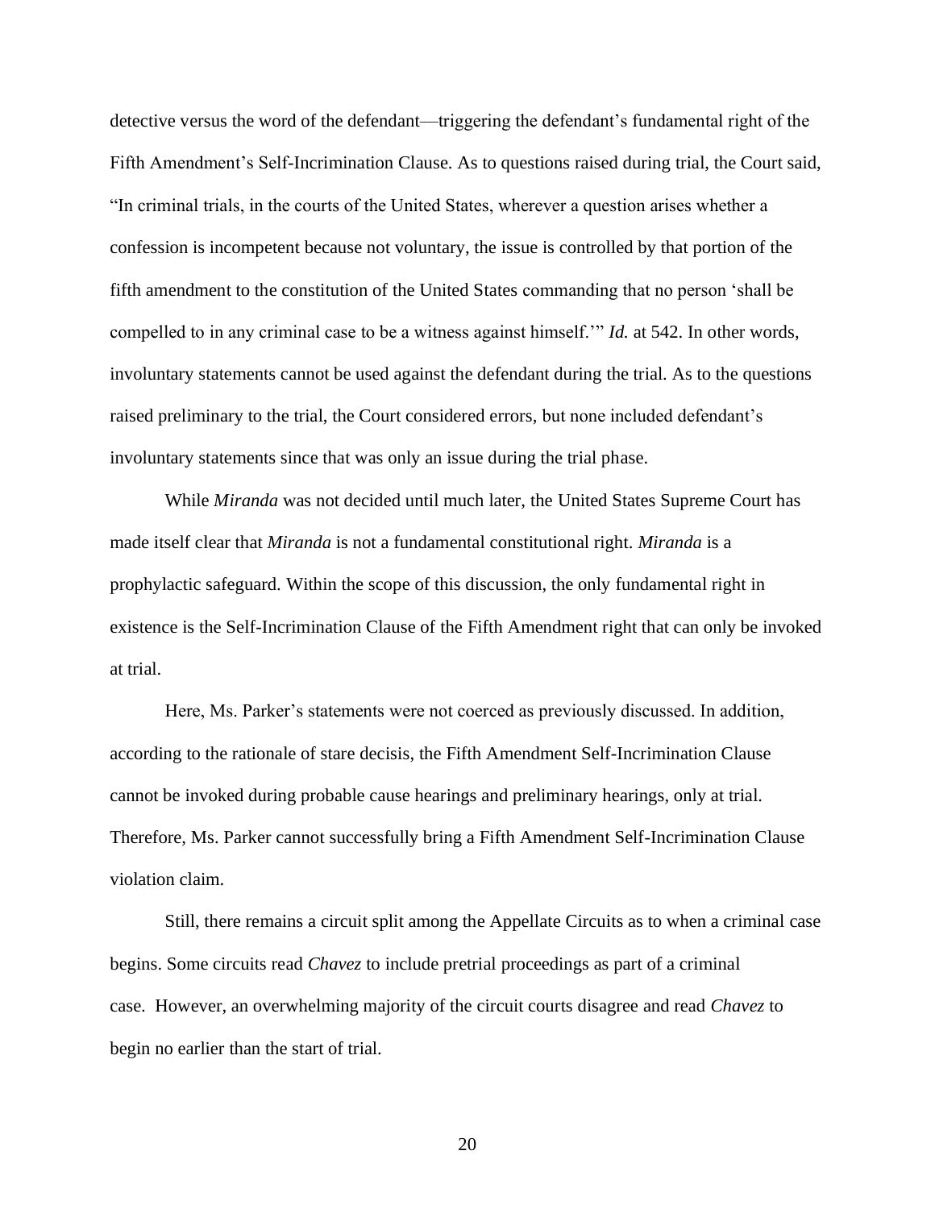detective versus the word of the defendant—triggering the defendant's fundamental right of the Fifth Amendment's Self-Incrimination Clause. As to questions raised during trial, the Court said, "In criminal trials, in the courts of the United States, wherever a question arises whether a confession is incompetent because not voluntary, the issue is controlled by that portion of the fifth amendment to the constitution of the United States commanding that no person 'shall be compelled to in any criminal case to be a witness against himself.'" *Id.* at 542. In other words, involuntary statements cannot be used against the defendant during the trial. As to the questions raised preliminary to the trial, the Court considered errors, but none included defendant's involuntary statements since that was only an issue during the trial phase.

While *Miranda* was not decided until much later, the United States Supreme Court has made itself clear that *Miranda* is not a fundamental constitutional right. *Miranda* is a prophylactic safeguard. Within the scope of this discussion, the only fundamental right in existence is the Self-Incrimination Clause of the Fifth Amendment right that can only be invoked at trial.

Here, Ms. Parker's statements were not coerced as previously discussed. In addition, according to the rationale of stare decisis, the Fifth Amendment Self-Incrimination Clause cannot be invoked during probable cause hearings and preliminary hearings, only at trial. Therefore, Ms. Parker cannot successfully bring a Fifth Amendment Self-Incrimination Clause violation claim.

Still, there remains a circuit split among the Appellate Circuits as to when a criminal case begins. Some circuits read *Chavez* to include pretrial proceedings as part of a criminal case. However, an overwhelming majority of the circuit courts disagree and read *Chavez* to begin no earlier than the start of trial.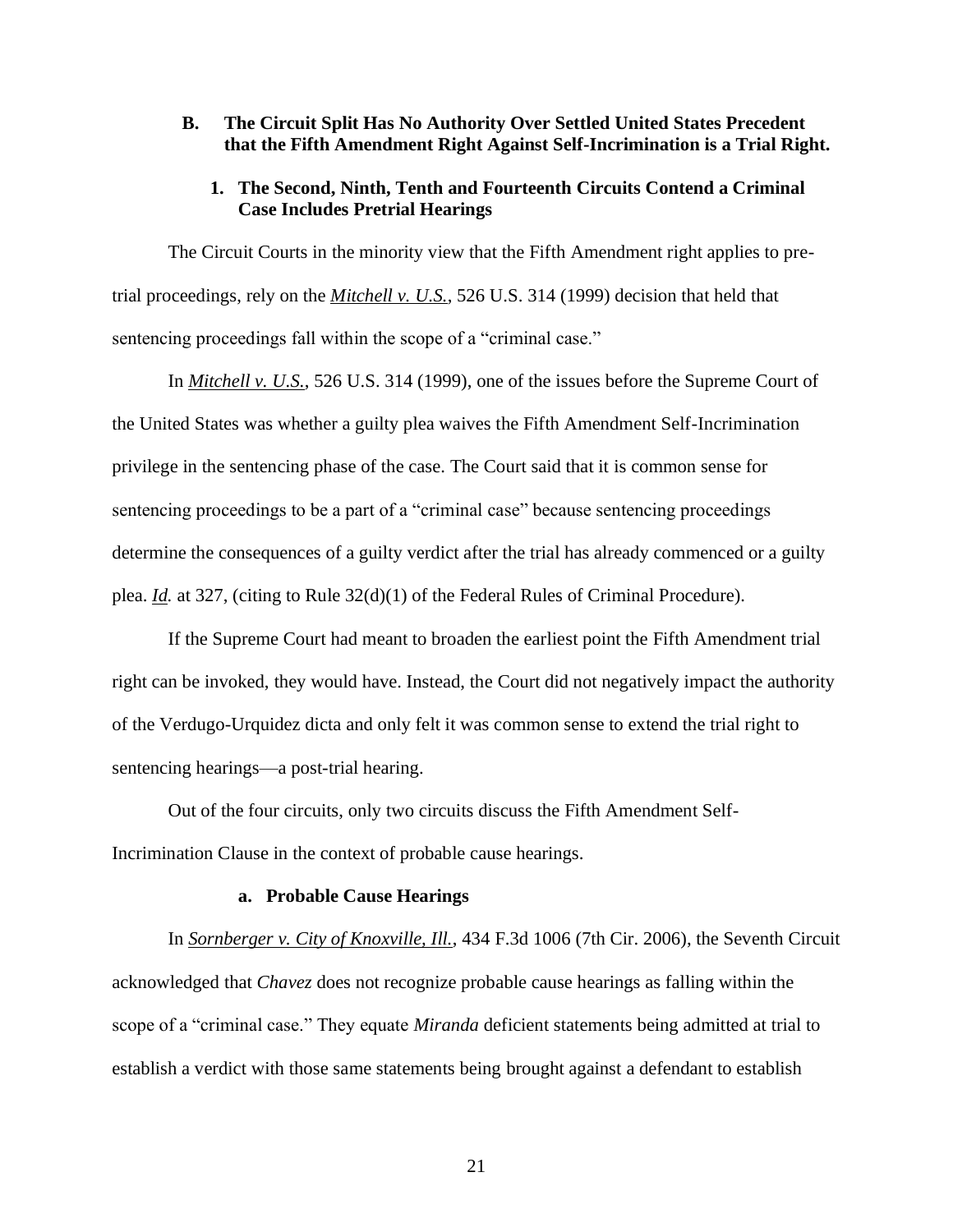### B. The Circuit Split Has No Authority Over Settled United States Precedent that the Fifth Amendment Right Against Self-Incrimination is a Trial Right.

#### 1. The Second, Ninth, Tenth and Fourteenth Circuits Contend a Criminal Case Includes Pretrial Hearings

The Circuit Courts in the minority view that the Fifth Amendment right applies to pre-trial proceedings, rely on the ***Mitchell v. U.S.***, 526 U.S. 314 (1999) decision that held that sentencing proceedings fall within the scope of a "criminal case."

In ***Mitchell v. U.S.***, 526 U.S. 314 (1999), one of the issues before the Supreme Court of the United States was whether a guilty plea waives the Fifth Amendment Self-Incrimination privilege in the sentencing phase of the case. The Court said that it is common sense for sentencing proceedings to be a part of a "criminal case" because sentencing proceedings determine the consequences of a guilty verdict after the trial has already commenced or a guilty plea. ***Id.*** at 327, (citing to Rule 32(d)(1) of the Federal Rules of Criminal Procedure).

If the Supreme Court had meant to broaden the earliest point the Fifth Amendment trial right can be invoked, they would have. Instead, the Court did not negatively impact the authority of the Verdugo-Urquidez dicta and only felt it was common sense to extend the trial right to sentencing hearings—a post-trial hearing.

Out of the four circuits, only two circuits discuss the Fifth Amendment Self-Incrimination Clause in the context of probable cause hearings.

##### a. Probable Cause Hearings

In ***Sornberger v. City of Knoxville, Ill.***, 434 F.3d 1006 (7th Cir. 2006), the Seventh Circuit acknowledged that *Chavez* does not recognize probable cause hearings as falling within the scope of a "criminal case." They equate *Miranda* deficient statements being admitted at trial to establish a verdict with those same statements being brought against a defendant to establish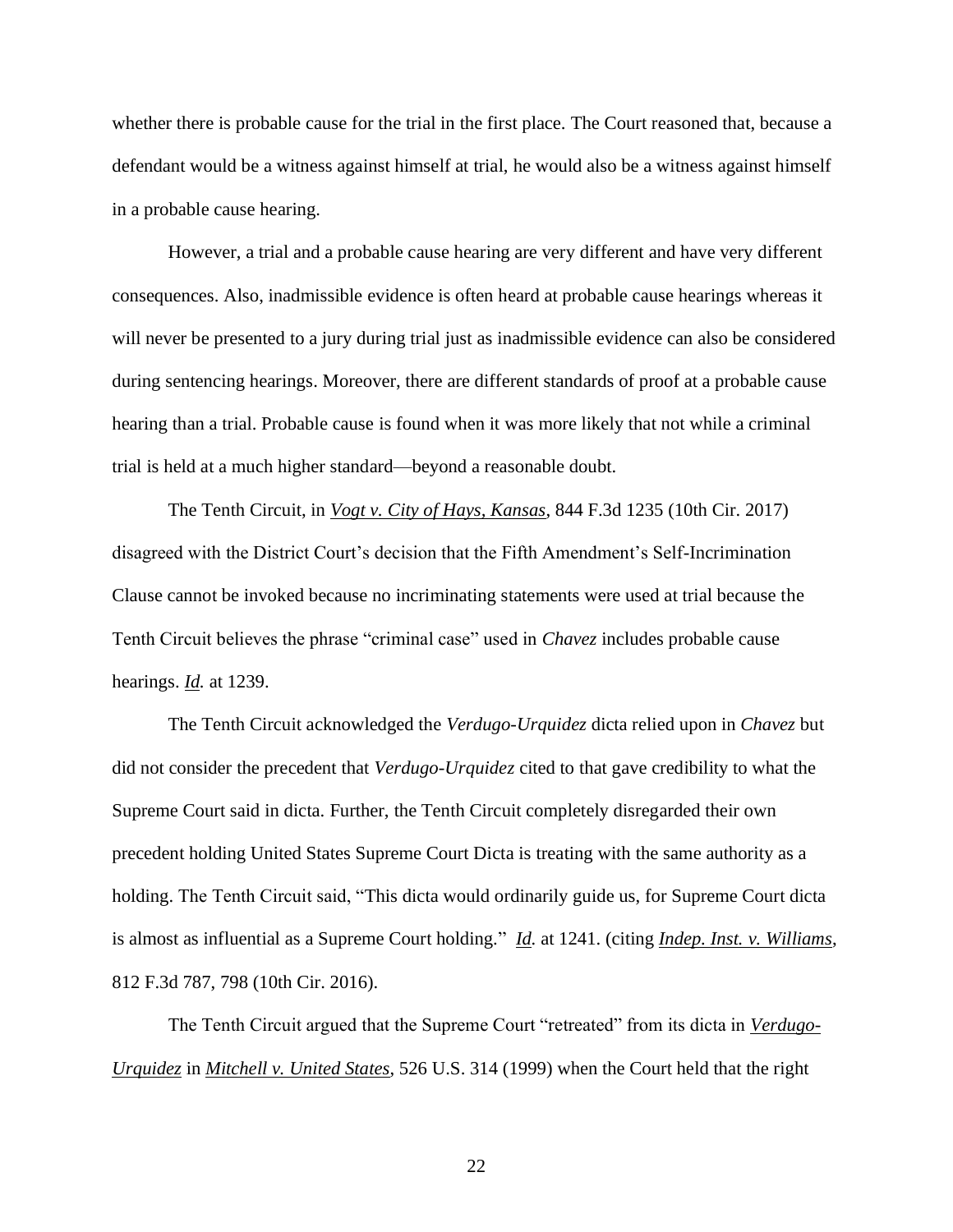whether there is probable cause for the trial in the first place. The Court reasoned that, because a defendant would be a witness against himself at trial, he would also be a witness against himself in a probable cause hearing.

However, a trial and a probable cause hearing are very different and have very different consequences. Also, inadmissible evidence is often heard at probable cause hearings whereas it will never be presented to a jury during trial just as inadmissible evidence can also be considered during sentencing hearings. Moreover, there are different standards of proof at a probable cause hearing than a trial. Probable cause is found when it was more likely that not while a criminal trial is held at a much higher standard—beyond a reasonable doubt.

The Tenth Circuit, in *Vogt v. City of Hays, Kansas*, 844 F.3d 1235 (10th Cir. 2017) disagreed with the District Court's decision that the Fifth Amendment's Self-Incrimination Clause cannot be invoked because no incriminating statements were used at trial because the Tenth Circuit believes the phrase "criminal case" used in *Chavez* includes probable cause hearings. *Id.* at 1239.

The Tenth Circuit acknowledged the *Verdugo-Urquidez* dicta relied upon in *Chavez* but did not consider the precedent that *Verdugo-Urquidez* cited to that gave credibility to what the Supreme Court said in dicta. Further, the Tenth Circuit completely disregarded their own precedent holding United States Supreme Court Dicta is treating with the same authority as a holding. The Tenth Circuit said, "This dicta would ordinarily guide us, for Supreme Court dicta is almost as influential as a Supreme Court holding." *Id.* at 1241. (citing *Indep. Inst. v. Williams*, 812 F.3d 787, 798 (10th Cir. 2016).

The Tenth Circuit argued that the Supreme Court "retreated" from its dicta in *Verdugo-Urquidez* in *Mitchell v. United States*, 526 U.S. 314 (1999) when the Court held that the right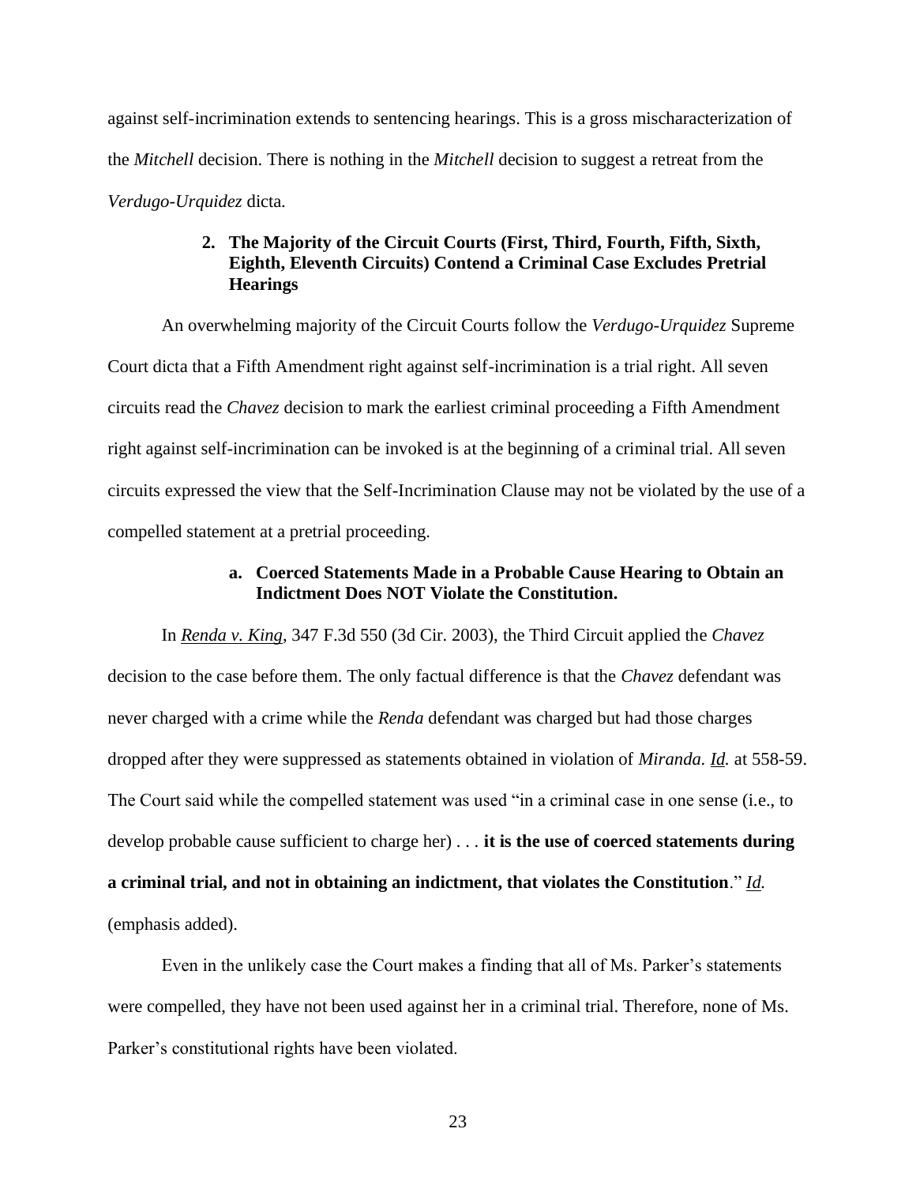against self-incrimination extends to sentencing hearings. This is a gross mischaracterization of the *Mitchell* decision. There is nothing in the *Mitchell* decision to suggest a retreat from the *Verdugo-Urquidez* dicta.

### 2. The Majority of the Circuit Courts (First, Third, Fourth, Fifth, Sixth, Eighth, Eleventh Circuits) Contend a Criminal Case Excludes Pretrial Hearings

An overwhelming majority of the Circuit Courts follow the *Verdugo-Urquidez* Supreme Court dicta that a Fifth Amendment right against self-incrimination is a trial right. All seven circuits read the *Chavez* decision to mark the earliest criminal proceeding a Fifth Amendment right against self-incrimination can be invoked is at the beginning of a criminal trial. All seven circuits expressed the view that the Self-Incrimination Clause may not be violated by the use of a compelled statement at a pretrial proceeding.

#### a. Coerced Statements Made in a Probable Cause Hearing to Obtain an Indictment Does NOT Violate the Constitution.

In *Renda v. King*, 347 F.3d 550 (3d Cir. 2003), the Third Circuit applied the *Chavez* decision to the case before them. The only factual difference is that the *Chavez* defendant was never charged with a crime while the *Renda* defendant was charged but had those charges dropped after they were suppressed as statements obtained in violation of *Miranda*. *Id.* at 558-59. The Court said while the compelled statement was used "in a criminal case in one sense (i.e., to develop probable cause sufficient to charge her) . . . **it is the use of coerced statements during a criminal trial, and not in obtaining an indictment, that violates the Constitution**." *Id.* (emphasis added).

Even in the unlikely case the Court makes a finding that all of Ms. Parker's statements were compelled, they have not been used against her in a criminal trial. Therefore, none of Ms. Parker's constitutional rights have been violated.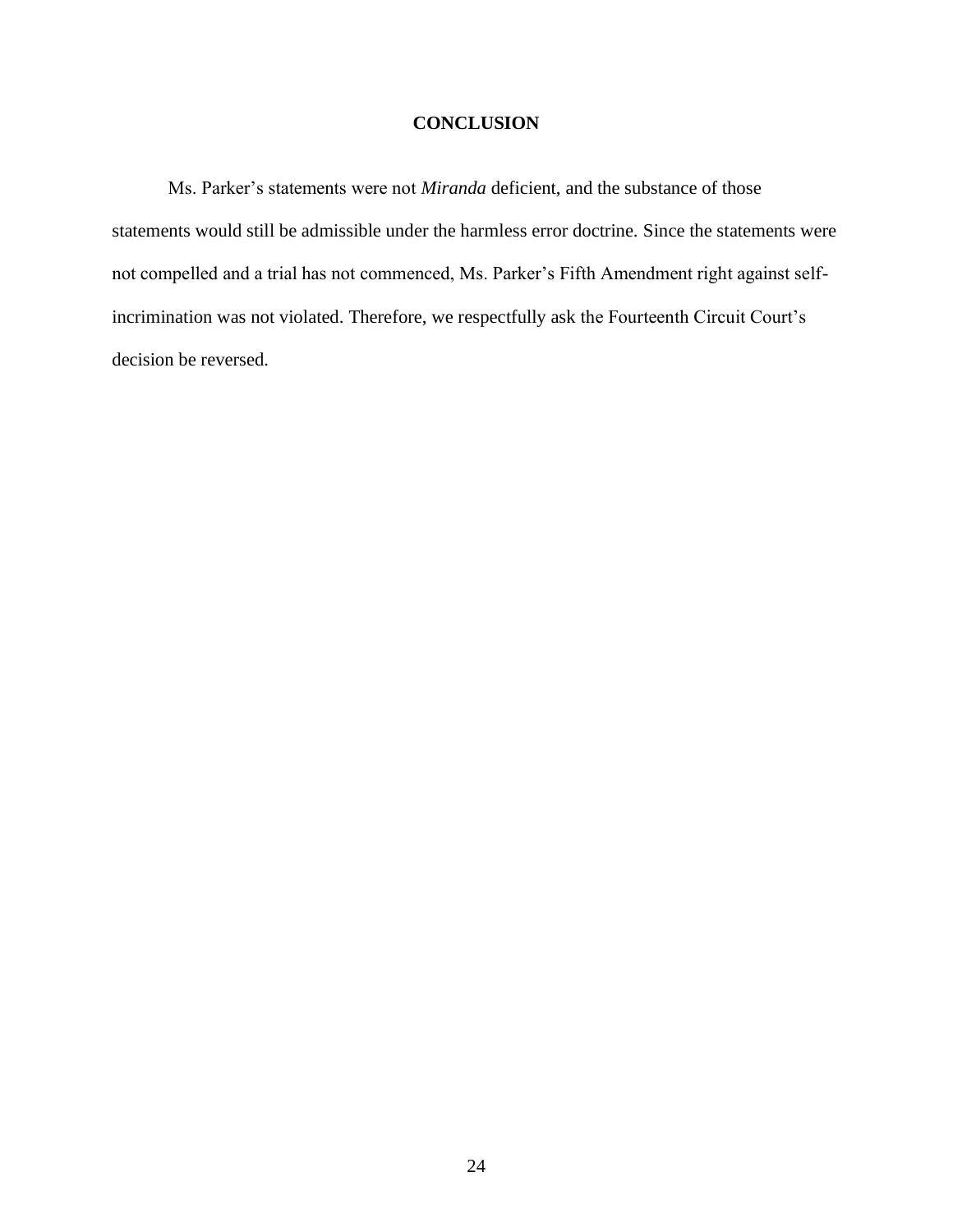## CONCLUSION

Ms. Parker's statements were not *Miranda* deficient, and the substance of those statements would still be admissible under the harmless error doctrine. Since the statements were not compelled and a trial has not commenced, Ms. Parker's Fifth Amendment right against self-incrimination was not violated. Therefore, we respectfully ask the Fourteenth Circuit Court's decision be reversed.